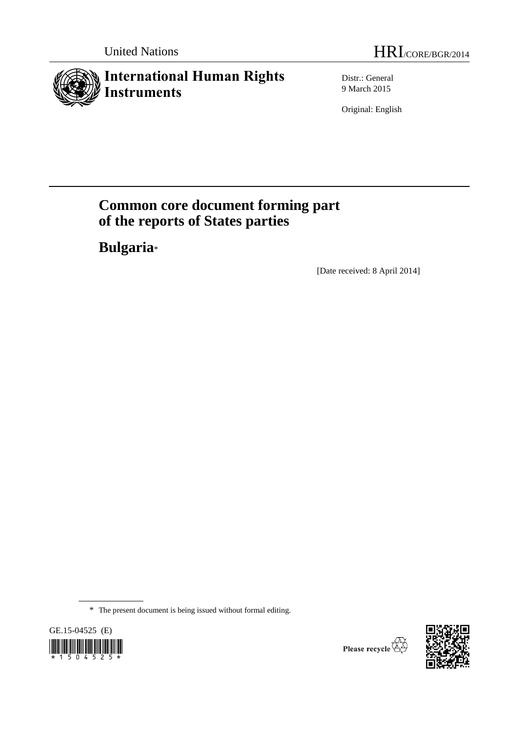United Nations HRI/CORE/BGR/2014

# International Human Rights Instruments

Distr.: General
9 March 2015

Original: English

# Common core document forming part of the reports of States parties

## Bulgaria*

[Date received: 8 April 2014]

\* The present document is being issued without formal editing.

GE.15-04525 (E)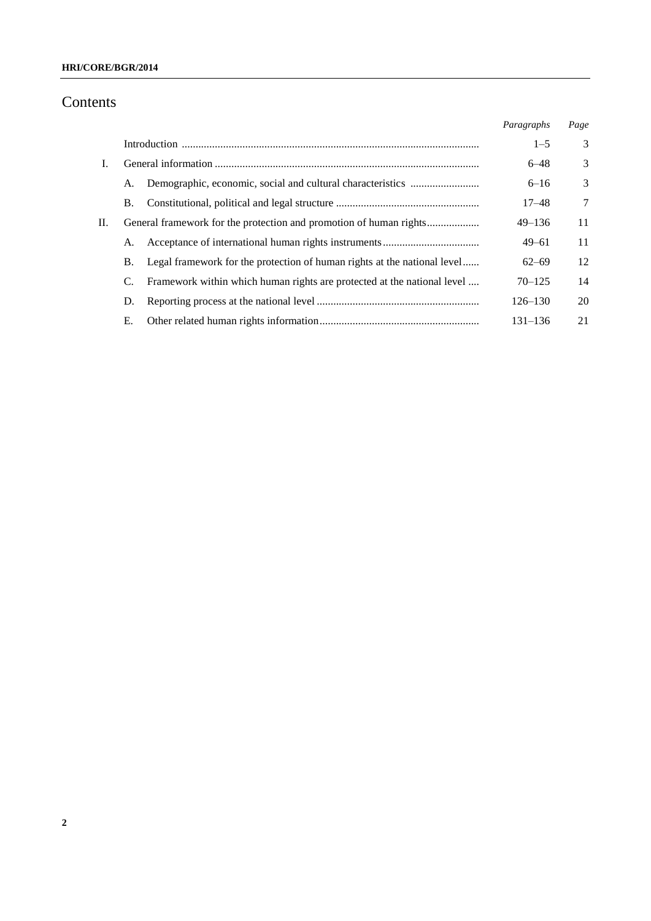# Contents

| | | | *Paragraphs* | *Page* |
|---|---|---|---|---|
| | Introduction | | 1–5 | 3 |
| I. | General information | | 6–48 | 3 |
| | A. | Demographic, economic, social and cultural characteristics | 6–16 | 3 |
| | B. | Constitutional, political and legal structure | 17–48 | 7 |
| II. | General framework for the protection and promotion of human rights | | 49–136 | 11 |
| | A. | Acceptance of international human rights instruments | 49–61 | 11 |
| | B. | Legal framework for the protection of human rights at the national level | 62–69 | 12 |
| | C. | Framework within which human rights are protected at the national level | 70–125 | 14 |
| | D. | Reporting process at the national level | 126–130 | 20 |
| | E. | Other related human rights information | 131–136 | 21 |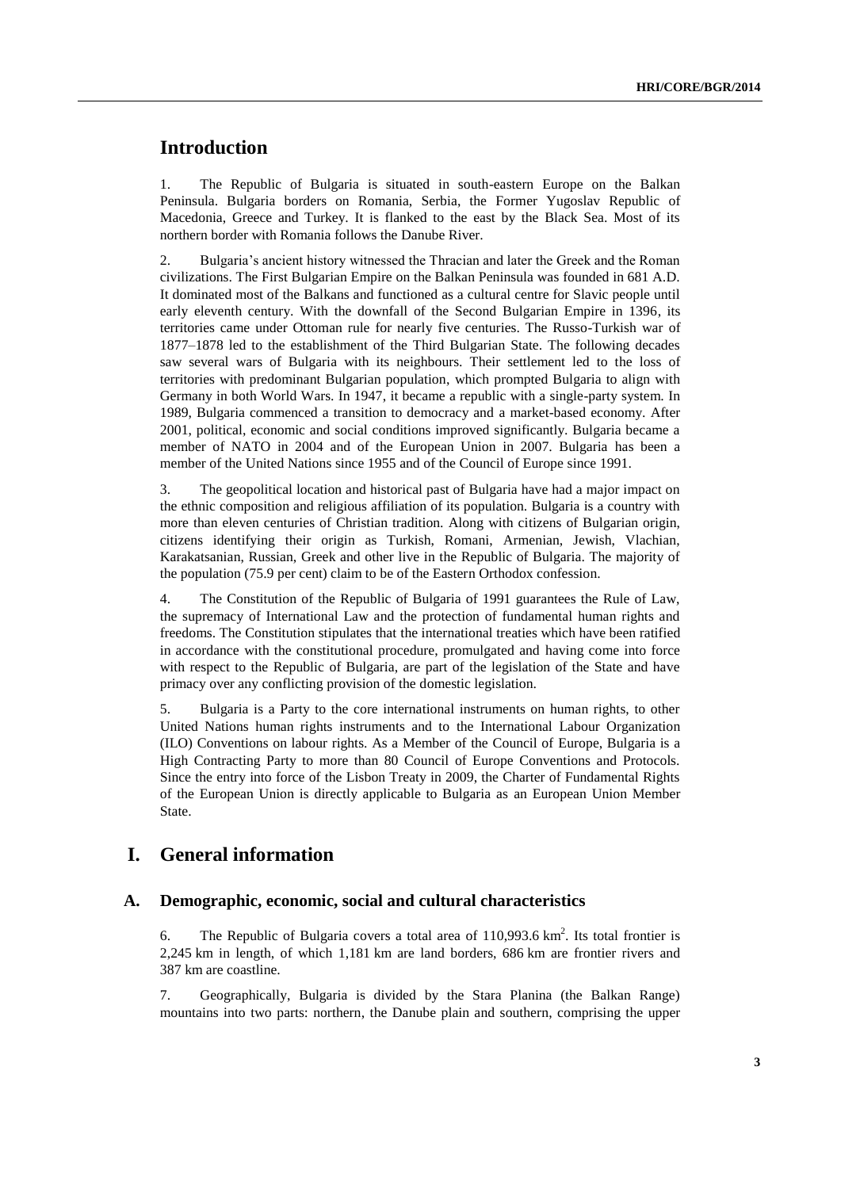# Introduction

1. The Republic of Bulgaria is situated in south-eastern Europe on the Balkan Peninsula. Bulgaria borders on Romania, Serbia, the Former Yugoslav Republic of Macedonia, Greece and Turkey. It is flanked to the east by the Black Sea. Most of its northern border with Romania follows the Danube River.

2. Bulgaria's ancient history witnessed the Thracian and later the Greek and the Roman civilizations. The First Bulgarian Empire on the Balkan Peninsula was founded in 681 A.D. It dominated most of the Balkans and functioned as a cultural centre for Slavic people until early eleventh century. With the downfall of the Second Bulgarian Empire in 1396, its territories came under Ottoman rule for nearly five centuries. The Russo-Turkish war of 1877–1878 led to the establishment of the Third Bulgarian State. The following decades saw several wars of Bulgaria with its neighbours. Their settlement led to the loss of territories with predominant Bulgarian population, which prompted Bulgaria to align with Germany in both World Wars. In 1947, it became a republic with a single-party system. In 1989, Bulgaria commenced a transition to democracy and a market-based economy. After 2001, political, economic and social conditions improved significantly. Bulgaria became a member of NATO in 2004 and of the European Union in 2007. Bulgaria has been a member of the United Nations since 1955 and of the Council of Europe since 1991.

3. The geopolitical location and historical past of Bulgaria have had a major impact on the ethnic composition and religious affiliation of its population. Bulgaria is a country with more than eleven centuries of Christian tradition. Along with citizens of Bulgarian origin, citizens identifying their origin as Turkish, Romani, Armenian, Jewish, Vlachian, Karakatsanian, Russian, Greek and other live in the Republic of Bulgaria. The majority of the population (75.9 per cent) claim to be of the Eastern Orthodox confession.

4. The Constitution of the Republic of Bulgaria of 1991 guarantees the Rule of Law, the supremacy of International Law and the protection of fundamental human rights and freedoms. The Constitution stipulates that the international treaties which have been ratified in accordance with the constitutional procedure, promulgated and having come into force with respect to the Republic of Bulgaria, are part of the legislation of the State and have primacy over any conflicting provision of the domestic legislation.

5. Bulgaria is a Party to the core international instruments on human rights, to other United Nations human rights instruments and to the International Labour Organization (ILO) Conventions on labour rights. As a Member of the Council of Europe, Bulgaria is a High Contracting Party to more than 80 Council of Europe Conventions and Protocols. Since the entry into force of the Lisbon Treaty in 2009, the Charter of Fundamental Rights of the European Union is directly applicable to Bulgaria as an European Union Member State.

# I. General information

## A. Demographic, economic, social and cultural characteristics

6. The Republic of Bulgaria covers a total area of 110,993.6 km$^2$. Its total frontier is 2,245 km in length, of which 1,181 km are land borders, 686 km are frontier rivers and 387 km are coastline.

7. Geographically, Bulgaria is divided by the Stara Planina (the Balkan Range) mountains into two parts: northern, the Danube plain and southern, comprising the upper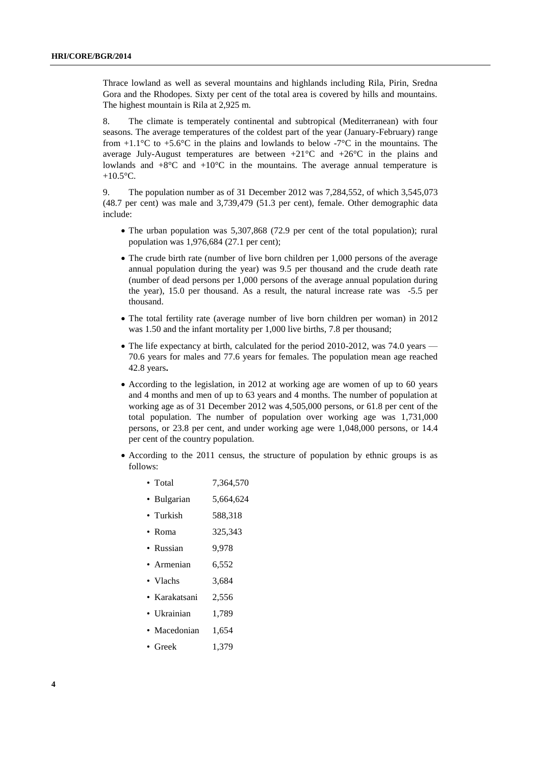Thrace lowland as well as several mountains and highlands including Rila, Pirin, Sredna Gora and the Rhodopes. Sixty per cent of the total area is covered by hills and mountains. The highest mountain is Rila at 2,925 m.

8. The climate is temperately continental and subtropical (Mediterranean) with four seasons. The average temperatures of the coldest part of the year (January-February) range from +1.1°C to +5.6°C in the plains and lowlands to below -7°C in the mountains. The average July-August temperatures are between +21°C and +26°C in the plains and lowlands and +8°C and +10°C in the mountains. The average annual temperature is +10.5°C.

9. The population number as of 31 December 2012 was 7,284,552, of which 3,545,073 (48.7 per cent) was male and 3,739,479 (51.3 per cent), female. Other demographic data include:

- The urban population was 5,307,868 (72.9 per cent of the total population); rural population was 1,976,684 (27.1 per cent);
- The crude birth rate (number of live born children per 1,000 persons of the average annual population during the year) was 9.5 per thousand and the crude death rate (number of dead persons per 1,000 persons of the average annual population during the year), 15.0 per thousand. As a result, the natural increase rate was -5.5 per thousand.
- The total fertility rate (average number of live born children per woman) in 2012 was 1.50 and the infant mortality per 1,000 live births, 7.8 per thousand;
- The life expectancy at birth, calculated for the period 2010-2012, was 74.0 years — 70.6 years for males and 77.6 years for females. The population mean age reached 42.8 years**.**
- According to the legislation, in 2012 at working age are women of up to 60 years and 4 months and men of up to 63 years and 4 months. The number of population at working age as of 31 December 2012 was 4,505,000 persons, or 61.8 per cent of the total population. The number of population over working age was 1,731,000 persons, or 23.8 per cent, and under working age were 1,048,000 persons, or 14.4 per cent of the country population.
- According to the 2011 census, the structure of population by ethnic groups is as follows:
  - Total 7,364,570
  - Bulgarian 5,664,624
  - Turkish 588,318
  - Roma 325,343
  - Russian 9,978
  - Armenian 6,552
  - Vlachs 3,684
  - Karakatsani 2,556
  - Ukrainian 1,789
  - Macedonian 1,654
  - Greek 1,379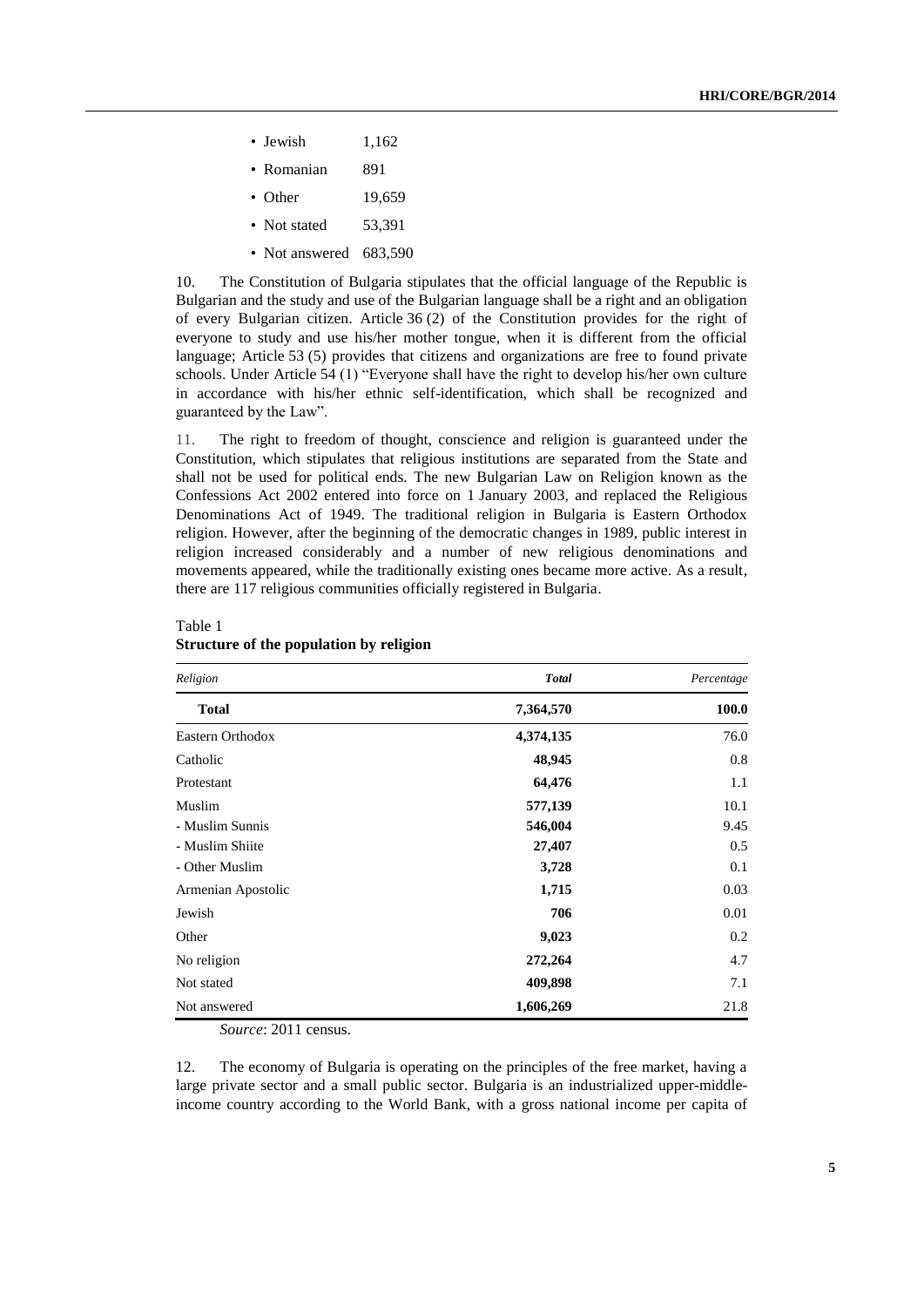- Jewish 1,162
- Romanian 891
- Other 19,659
- Not stated 53,391
- Not answered 683,590

10. The Constitution of Bulgaria stipulates that the official language of the Republic is Bulgarian and the study and use of the Bulgarian language shall be a right and an obligation of every Bulgarian citizen. Article 36 (2) of the Constitution provides for the right of everyone to study and use his/her mother tongue, when it is different from the official language; Article 53 (5) provides that citizens and organizations are free to found private schools. Under Article 54 (1) "Everyone shall have the right to develop his/her own culture in accordance with his/her ethnic self-identification, which shall be recognized and guaranteed by the Law".

11. The right to freedom of thought, conscience and religion is guaranteed under the Constitution, which stipulates that religious institutions are separated from the State and shall not be used for political ends. The new Bulgarian Law on Religion known as the Confessions Act 2002 entered into force on 1 January 2003, and replaced the Religious Denominations Act of 1949. The traditional religion in Bulgaria is Eastern Orthodox religion. However, after the beginning of the democratic changes in 1989, public interest in religion increased considerably and a number of new religious denominations and movements appeared, while the traditionally existing ones became more active. As a result, there are 117 religious communities officially registered in Bulgaria.

Table 1
**Structure of the population by religion**

| *Religion* | *Total* | *Percentage* |
|---|---|---|
| **Total** | **7,364,570** | **100.0** |
| Eastern Orthodox | **4,374,135** | 76.0 |
| Catholic | **48,945** | 0.8 |
| Protestant | **64,476** | 1.1 |
| Muslim | **577,139** | 10.1 |
| - Muslim Sunnis | **546,004** | 9.45 |
| - Muslim Shiite | **27,407** | 0.5 |
| - Other Muslim | **3,728** | 0.1 |
| Armenian Apostolic | **1,715** | 0.03 |
| Jewish | **706** | 0.01 |
| Other | **9,023** | 0.2 |
| No religion | **272,264** | 4.7 |
| Not stated | **409,898** | 7.1 |
| Not answered | **1,606,269** | 21.8 |

*Source*: 2011 census.

12. The economy of Bulgaria is operating on the principles of the free market, having a large private sector and a small public sector. Bulgaria is an industrialized upper-middle-income country according to the World Bank, with a gross national income per capita of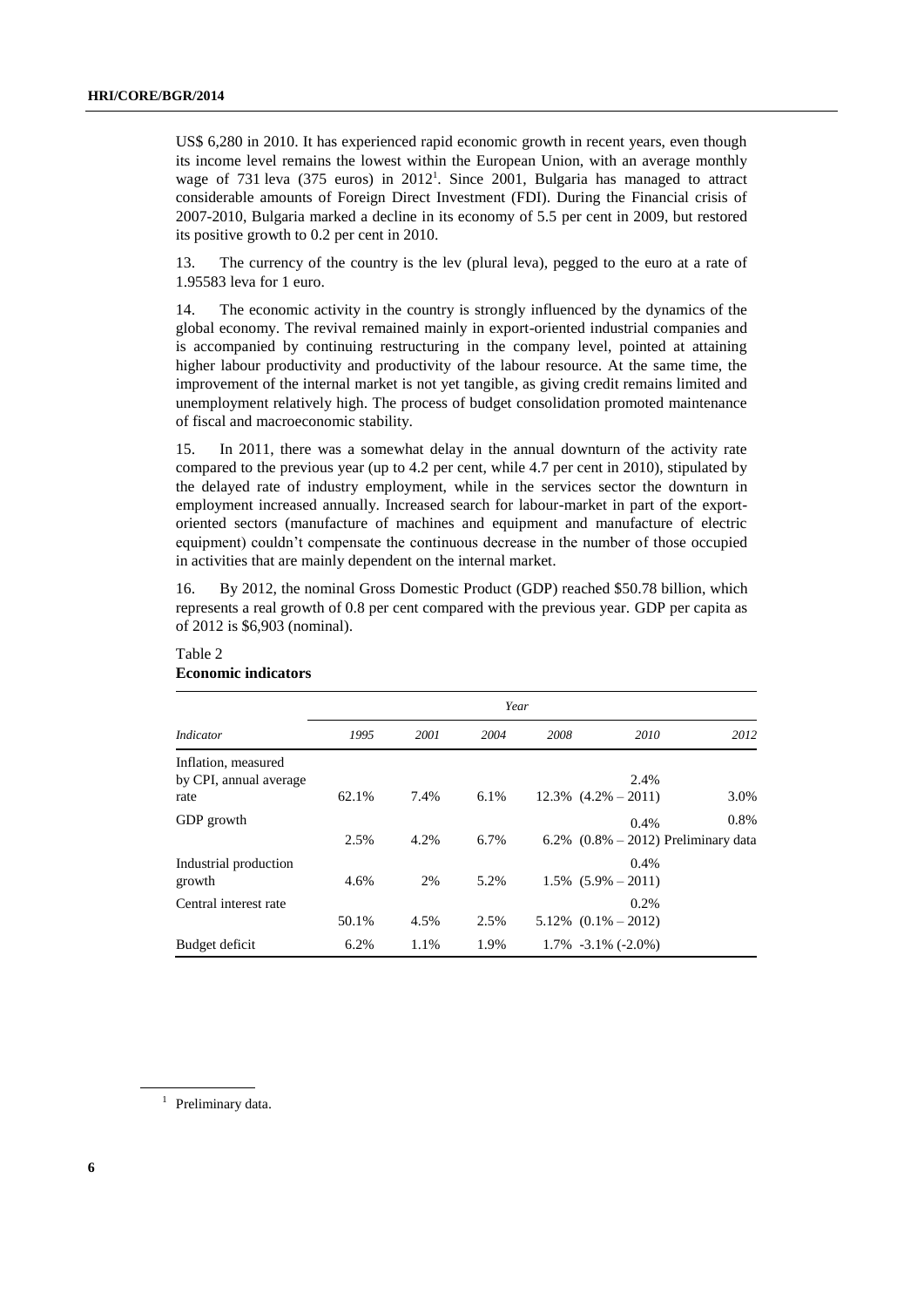US$ 6,280 in 2010. It has experienced rapid economic growth in recent years, even though its income level remains the lowest within the European Union, with an average monthly wage of 731 leva (375 euros) in 2012[1]. Since 2001, Bulgaria has managed to attract considerable amounts of Foreign Direct Investment (FDI). During the Financial crisis of 2007-2010, Bulgaria marked a decline in its economy of 5.5 per cent in 2009, but restored its positive growth to 0.2 per cent in 2010.

13. The currency of the country is the lev (plural leva), pegged to the euro at a rate of 1.95583 leva for 1 euro.

14. The economic activity in the country is strongly influenced by the dynamics of the global economy. The revival remained mainly in export-oriented industrial companies and is accompanied by continuing restructuring in the company level, pointed at attaining higher labour productivity and productivity of the labour resource. At the same time, the improvement of the internal market is not yet tangible, as giving credit remains limited and unemployment relatively high. The process of budget consolidation promoted maintenance of fiscal and macroeconomic stability.

15. In 2011, there was a somewhat delay in the annual downturn of the activity rate compared to the previous year (up to 4.2 per cent, while 4.7 per cent in 2010), stipulated by the delayed rate of industry employment, while in the services sector the downturn in employment increased annually. Increased search for labour-market in part of the export-oriented sectors (manufacture of machines and equipment and manufacture of electric equipment) couldn't compensate the continuous decrease in the number of those occupied in activities that are mainly dependent on the internal market.

16. By 2012, the nominal Gross Domestic Product (GDP) reached \$50.78 billion, which represents a real growth of 0.8 per cent compared with the previous year. GDP per capita as of 2012 is \$6,903 (nominal).

Table 2
**Economic indicators**

| *Indicator* | *Year* | | | | | |
|---|---|---|---|---|---|---|
| | *1995* | *2001* | *2004* | *2008* | *2010* | *2012* |
| Inflation, measured by CPI, annual average rate | 62.1% | 7.4% | 6.1% | 12.3% | 2.4% (4.2% – 2011) | 3.0% |
| GDP growth | 2.5% | 4.2% | 6.7% | 6.2% | 0.4% (0.8% – 2012) | 0.8% Preliminary data |
| Industrial production growth | 4.6% | 2% | 5.2% | 1.5% | 0.4% (5.9% – 2011) | |
| Central interest rate | 50.1% | 4.5% | 2.5% | 5.12% | 0.2% (0.1% – 2012) | |
| Budget deficit | 6.2% | 1.1% | 1.9% | 1.7% | -3.1% (-2.0%) | |

[1] Preliminary data.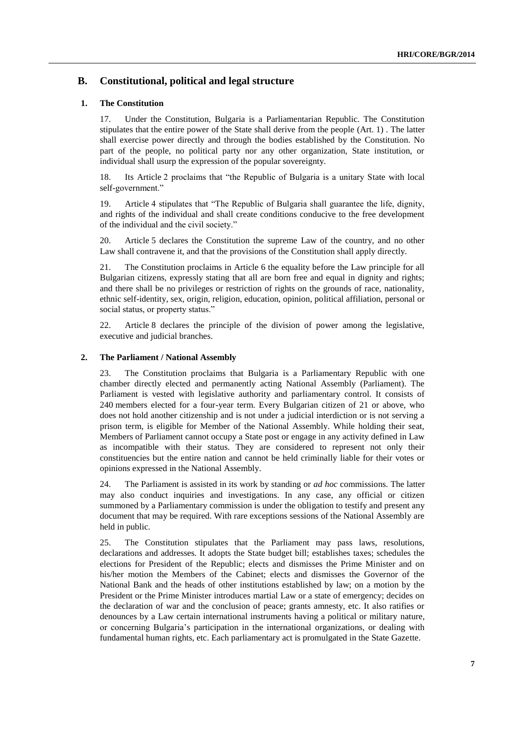## B. Constitutional, political and legal structure

### 1. The Constitution

17. Under the Constitution, Bulgaria is a Parliamentarian Republic. The Constitution stipulates that the entire power of the State shall derive from the people (Art. 1) . The latter shall exercise power directly and through the bodies established by the Constitution. No part of the people, no political party nor any other organization, State institution, or individual shall usurp the expression of the popular sovereignty.

18. Its Article 2 proclaims that "the Republic of Bulgaria is a unitary State with local self-government."

19. Article 4 stipulates that "The Republic of Bulgaria shall guarantee the life, dignity, and rights of the individual and shall create conditions conducive to the free development of the individual and the civil society."

20. Article 5 declares the Constitution the supreme Law of the country, and no other Law shall contravene it, and that the provisions of the Constitution shall apply directly.

21. The Constitution proclaims in Article 6 the equality before the Law principle for all Bulgarian citizens, expressly stating that all are born free and equal in dignity and rights; and there shall be no privileges or restriction of rights on the grounds of race, nationality, ethnic self-identity, sex, origin, religion, education, opinion, political affiliation, personal or social status, or property status."

22. Article 8 declares the principle of the division of power among the legislative, executive and judicial branches.

### 2. The Parliament / National Assembly

23. The Constitution proclaims that Bulgaria is a Parliamentary Republic with one chamber directly elected and permanently acting National Assembly (Parliament). The Parliament is vested with legislative authority and parliamentary control. It consists of 240 members elected for a four-year term. Every Bulgarian citizen of 21 or above, who does not hold another citizenship and is not under a judicial interdiction or is not serving a prison term, is eligible for Member of the National Assembly. While holding their seat, Members of Parliament cannot occupy a State post or engage in any activity defined in Law as incompatible with their status. They are considered to represent not only their constituencies but the entire nation and cannot be held criminally liable for their votes or opinions expressed in the National Assembly.

24. The Parliament is assisted in its work by standing or *ad hoc* commissions. The latter may also conduct inquiries and investigations. In any case, any official or citizen summoned by a Parliamentary commission is under the obligation to testify and present any document that may be required. With rare exceptions sessions of the National Assembly are held in public.

25. The Constitution stipulates that the Parliament may pass laws, resolutions, declarations and addresses. It adopts the State budget bill; establishes taxes; schedules the elections for President of the Republic; elects and dismisses the Prime Minister and on his/her motion the Members of the Cabinet; elects and dismisses the Governor of the National Bank and the heads of other institutions established by law; on a motion by the President or the Prime Minister introduces martial Law or a state of emergency; decides on the declaration of war and the conclusion of peace; grants amnesty, etc. It also ratifies or denounces by a Law certain international instruments having a political or military nature, or concerning Bulgaria's participation in the international organizations, or dealing with fundamental human rights, etc. Each parliamentary act is promulgated in the State Gazette.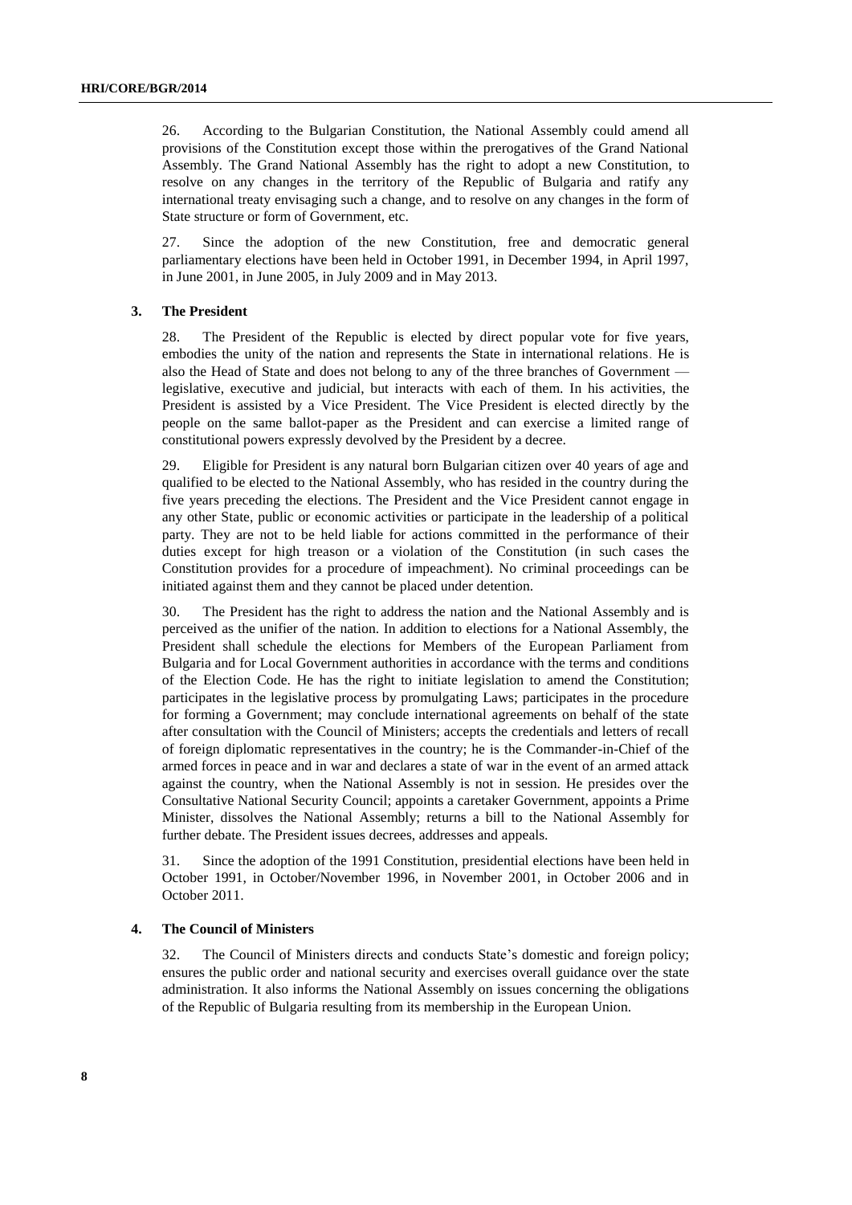26. According to the Bulgarian Constitution, the National Assembly could amend all provisions of the Constitution except those within the prerogatives of the Grand National Assembly. The Grand National Assembly has the right to adopt a new Constitution, to resolve on any changes in the territory of the Republic of Bulgaria and ratify any international treaty envisaging such a change, and to resolve on any changes in the form of State structure or form of Government, etc.

27. Since the adoption of the new Constitution, free and democratic general parliamentary elections have been held in October 1991, in December 1994, in April 1997, in June 2001, in June 2005, in July 2009 and in May 2013.

### 3. The President

28. The President of the Republic is elected by direct popular vote for five years, embodies the unity of the nation and represents the State in international relations. He is also the Head of State and does not belong to any of the three branches of Government — legislative, executive and judicial, but interacts with each of them. In his activities, the President is assisted by a Vice President. The Vice President is elected directly by the people on the same ballot-paper as the President and can exercise a limited range of constitutional powers expressly devolved by the President by a decree.

29. Eligible for President is any natural born Bulgarian citizen over 40 years of age and qualified to be elected to the National Assembly, who has resided in the country during the five years preceding the elections. The President and the Vice President cannot engage in any other State, public or economic activities or participate in the leadership of a political party. They are not to be held liable for actions committed in the performance of their duties except for high treason or a violation of the Constitution (in such cases the Constitution provides for a procedure of impeachment). No criminal proceedings can be initiated against them and they cannot be placed under detention.

30. The President has the right to address the nation and the National Assembly and is perceived as the unifier of the nation. In addition to elections for a National Assembly, the President shall schedule the elections for Members of the European Parliament from Bulgaria and for Local Government authorities in accordance with the terms and conditions of the Election Code. He has the right to initiate legislation to amend the Constitution; participates in the legislative process by promulgating Laws; participates in the procedure for forming a Government; may conclude international agreements on behalf of the state after consultation with the Council of Ministers; accepts the credentials and letters of recall of foreign diplomatic representatives in the country; he is the Commander-in-Chief of the armed forces in peace and in war and declares a state of war in the event of an armed attack against the country, when the National Assembly is not in session. He presides over the Consultative National Security Council; appoints a caretaker Government, appoints a Prime Minister, dissolves the National Assembly; returns a bill to the National Assembly for further debate. The President issues decrees, addresses and appeals.

31. Since the adoption of the 1991 Constitution, presidential elections have been held in October 1991, in October/November 1996, in November 2001, in October 2006 and in October 2011.

### 4. The Council of Ministers

32. The Council of Ministers directs and conducts State's domestic and foreign policy; ensures the public order and national security and exercises overall guidance over the state administration. It also informs the National Assembly on issues concerning the obligations of the Republic of Bulgaria resulting from its membership in the European Union.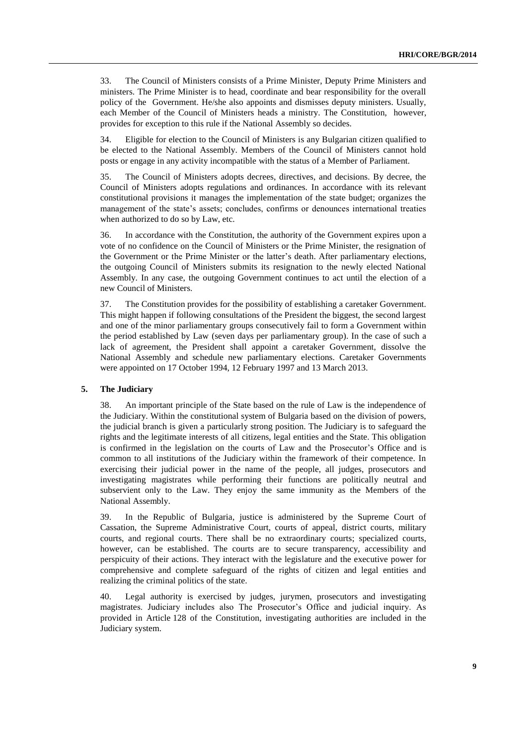33. The Council of Ministers consists of a Prime Minister, Deputy Prime Ministers and ministers. The Prime Minister is to head, coordinate and bear responsibility for the overall policy of the Government. He/she also appoints and dismisses deputy ministers. Usually, each Member of the Council of Ministers heads a ministry. The Constitution, however, provides for exception to this rule if the National Assembly so decides.

34. Eligible for election to the Council of Ministers is any Bulgarian citizen qualified to be elected to the National Assembly. Members of the Council of Ministers cannot hold posts or engage in any activity incompatible with the status of a Member of Parliament.

35. The Council of Ministers adopts decrees, directives, and decisions. By decree, the Council of Ministers adopts regulations and ordinances. In accordance with its relevant constitutional provisions it manages the implementation of the state budget; organizes the management of the state's assets; concludes, confirms or denounces international treaties when authorized to do so by Law, etc.

36. In accordance with the Constitution, the authority of the Government expires upon a vote of no confidence on the Council of Ministers or the Prime Minister, the resignation of the Government or the Prime Minister or the latter's death. After parliamentary elections, the outgoing Council of Ministers submits its resignation to the newly elected National Assembly. In any case, the outgoing Government continues to act until the election of a new Council of Ministers.

37. The Constitution provides for the possibility of establishing a caretaker Government. This might happen if following consultations of the President the biggest, the second largest and one of the minor parliamentary groups consecutively fail to form a Government within the period established by Law (seven days per parliamentary group). In the case of such a lack of agreement, the President shall appoint a caretaker Government, dissolve the National Assembly and schedule new parliamentary elections. Caretaker Governments were appointed on 17 October 1994, 12 February 1997 and 13 March 2013.

### 5. The Judiciary

38. An important principle of the State based on the rule of Law is the independence of the Judiciary. Within the constitutional system of Bulgaria based on the division of powers, the judicial branch is given a particularly strong position. The Judiciary is to safeguard the rights and the legitimate interests of all citizens, legal entities and the State. This obligation is confirmed in the legislation on the courts of Law and the Prosecutor's Office and is common to all institutions of the Judiciary within the framework of their competence. In exercising their judicial power in the name of the people, all judges, prosecutors and investigating magistrates while performing their functions are politically neutral and subservient only to the Law. They enjoy the same immunity as the Members of the National Assembly.

39. In the Republic of Bulgaria, justice is administered by the Supreme Court of Cassation, the Supreme Administrative Court, courts of appeal, district courts, military courts, and regional courts. There shall be no extraordinary courts; specialized courts, however, can be established. The courts are to secure transparency, accessibility and perspicuity of their actions. They interact with the legislature and the executive power for comprehensive and complete safeguard of the rights of citizen and legal entities and realizing the criminal politics of the state.

40. Legal authority is exercised by judges, jurymen, prosecutors and investigating magistrates. Judiciary includes also The Prosecutor's Office and judicial inquiry. As provided in Article 128 of the Constitution, investigating authorities are included in the Judiciary system.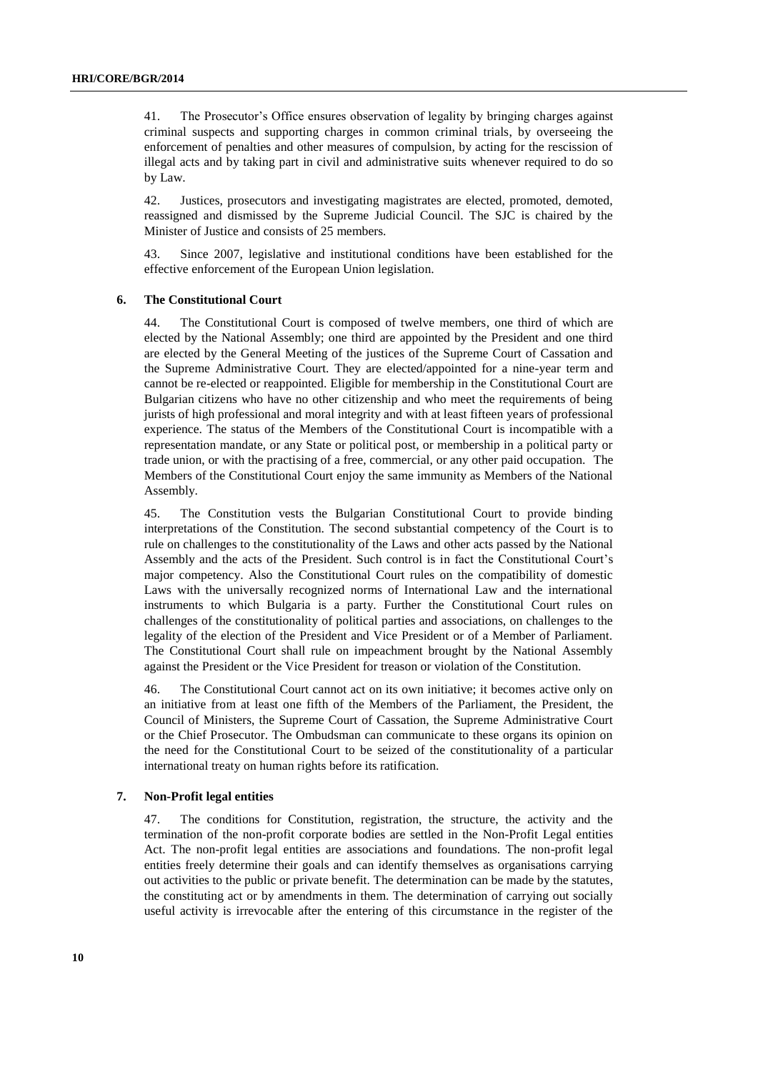41. The Prosecutor's Office ensures observation of legality by bringing charges against criminal suspects and supporting charges in common criminal trials, by overseeing the enforcement of penalties and other measures of compulsion, by acting for the rescission of illegal acts and by taking part in civil and administrative suits whenever required to do so by Law.

42. Justices, prosecutors and investigating magistrates are elected, promoted, demoted, reassigned and dismissed by the Supreme Judicial Council. The SJC is chaired by the Minister of Justice and consists of 25 members.

43. Since 2007, legislative and institutional conditions have been established for the effective enforcement of the European Union legislation.

### 6. The Constitutional Court

44. The Constitutional Court is composed of twelve members, one third of which are elected by the National Assembly; one third are appointed by the President and one third are elected by the General Meeting of the justices of the Supreme Court of Cassation and the Supreme Administrative Court. They are elected/appointed for a nine-year term and cannot be re-elected or reappointed. Eligible for membership in the Constitutional Court are Bulgarian citizens who have no other citizenship and who meet the requirements of being jurists of high professional and moral integrity and with at least fifteen years of professional experience. The status of the Members of the Constitutional Court is incompatible with a representation mandate, or any State or political post, or membership in a political party or trade union, or with the practising of a free, commercial, or any other paid occupation. The Members of the Constitutional Court enjoy the same immunity as Members of the National Assembly.

45. The Constitution vests the Bulgarian Constitutional Court to provide binding interpretations of the Constitution. The second substantial competency of the Court is to rule on challenges to the constitutionality of the Laws and other acts passed by the National Assembly and the acts of the President. Such control is in fact the Constitutional Court's major competency. Also the Constitutional Court rules on the compatibility of domestic Laws with the universally recognized norms of International Law and the international instruments to which Bulgaria is a party. Further the Constitutional Court rules on challenges of the constitutionality of political parties and associations, on challenges to the legality of the election of the President and Vice President or of a Member of Parliament. The Constitutional Court shall rule on impeachment brought by the National Assembly against the President or the Vice President for treason or violation of the Constitution.

46. The Constitutional Court cannot act on its own initiative; it becomes active only on an initiative from at least one fifth of the Members of the Parliament, the President, the Council of Ministers, the Supreme Court of Cassation, the Supreme Administrative Court or the Chief Prosecutor. The Ombudsman can communicate to these organs its opinion on the need for the Constitutional Court to be seized of the constitutionality of a particular international treaty on human rights before its ratification.

### 7. Non-Profit legal entities

47. The conditions for Constitution, registration, the structure, the activity and the termination of the non-profit corporate bodies are settled in the Non-Profit Legal entities Act. The non-profit legal entities are associations and foundations. The non-profit legal entities freely determine their goals and can identify themselves as organisations carrying out activities to the public or private benefit. The determination can be made by the statutes, the constituting act or by amendments in them. The determination of carrying out socially useful activity is irrevocable after the entering of this circumstance in the register of the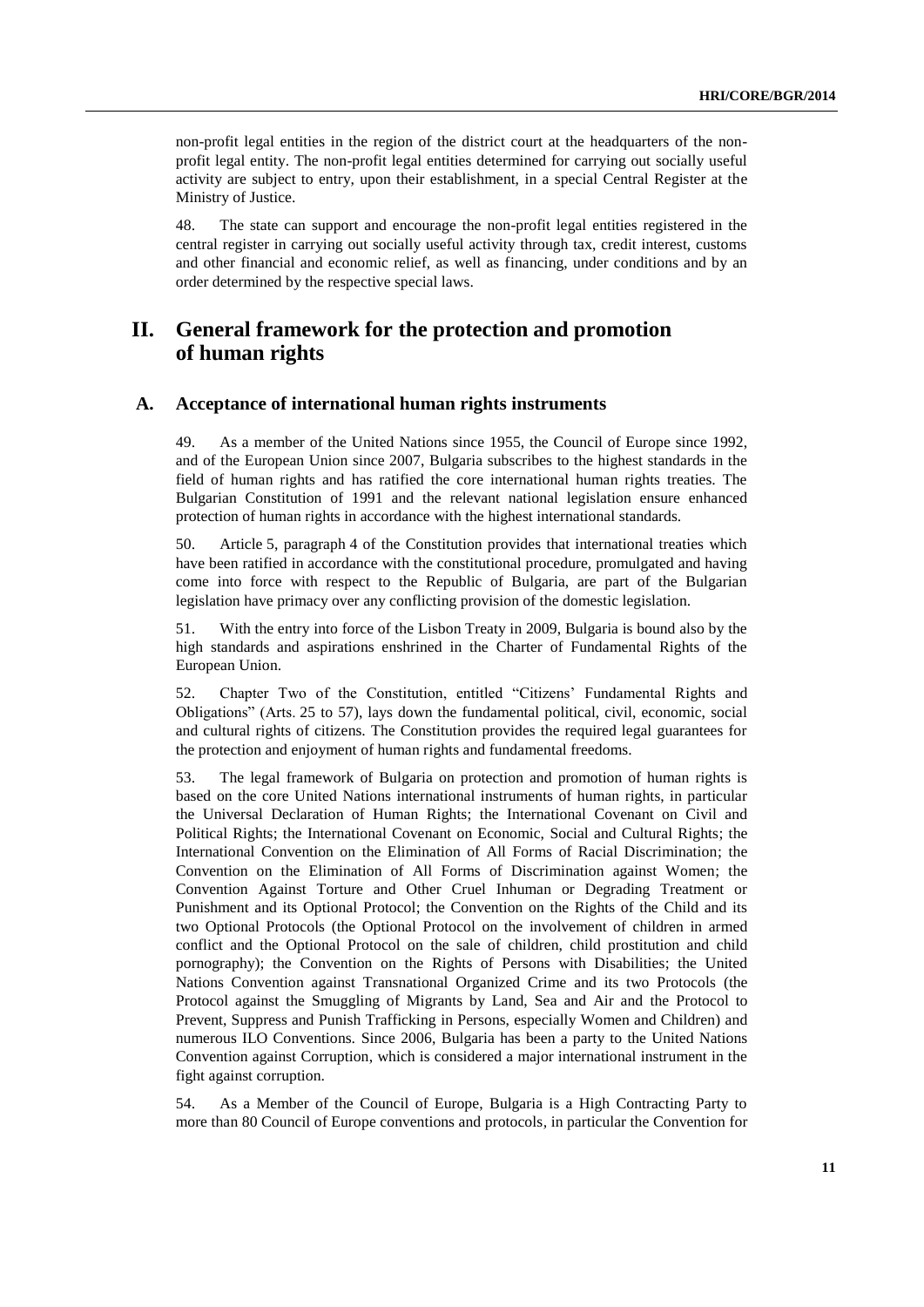non-profit legal entities in the region of the district court at the headquarters of the non-profit legal entity. The non-profit legal entities determined for carrying out socially useful activity are subject to entry, upon their establishment, in a special Central Register at the Ministry of Justice.

48. The state can support and encourage the non-profit legal entities registered in the central register in carrying out socially useful activity through tax, credit interest, customs and other financial and economic relief, as well as financing, under conditions and by an order determined by the respective special laws.

# II. General framework for the protection and promotion of human rights

## A. Acceptance of international human rights instruments

49. As a member of the United Nations since 1955, the Council of Europe since 1992, and of the European Union since 2007, Bulgaria subscribes to the highest standards in the field of human rights and has ratified the core international human rights treaties. The Bulgarian Constitution of 1991 and the relevant national legislation ensure enhanced protection of human rights in accordance with the highest international standards.

50. Article 5, paragraph 4 of the Constitution provides that international treaties which have been ratified in accordance with the constitutional procedure, promulgated and having come into force with respect to the Republic of Bulgaria, are part of the Bulgarian legislation have primacy over any conflicting provision of the domestic legislation.

51. With the entry into force of the Lisbon Treaty in 2009, Bulgaria is bound also by the high standards and aspirations enshrined in the Charter of Fundamental Rights of the European Union.

52. Chapter Two of the Constitution, entitled "Citizens' Fundamental Rights and Obligations" (Arts. 25 to 57), lays down the fundamental political, civil, economic, social and cultural rights of citizens. The Constitution provides the required legal guarantees for the protection and enjoyment of human rights and fundamental freedoms.

53. The legal framework of Bulgaria on protection and promotion of human rights is based on the core United Nations international instruments of human rights, in particular the Universal Declaration of Human Rights; the International Covenant on Civil and Political Rights; the International Covenant on Economic, Social and Cultural Rights; the International Convention on the Elimination of All Forms of Racial Discrimination; the Convention on the Elimination of All Forms of Discrimination against Women; the Convention Against Torture and Other Cruel Inhuman or Degrading Treatment or Punishment and its Optional Protocol; the Convention on the Rights of the Child and its two Optional Protocols (the Optional Protocol on the involvement of children in armed conflict and the Optional Protocol on the sale of children, child prostitution and child pornography); the Convention on the Rights of Persons with Disabilities; the United Nations Convention against Transnational Organized Crime and its two Protocols (the Protocol against the Smuggling of Migrants by Land, Sea and Air and the Protocol to Prevent, Suppress and Punish Trafficking in Persons, especially Women and Children) and numerous ILO Conventions. Since 2006, Bulgaria has been a party to the United Nations Convention against Corruption, which is considered a major international instrument in the fight against corruption.

54. As a Member of the Council of Europe, Bulgaria is a High Contracting Party to more than 80 Council of Europe conventions and protocols, in particular the Convention for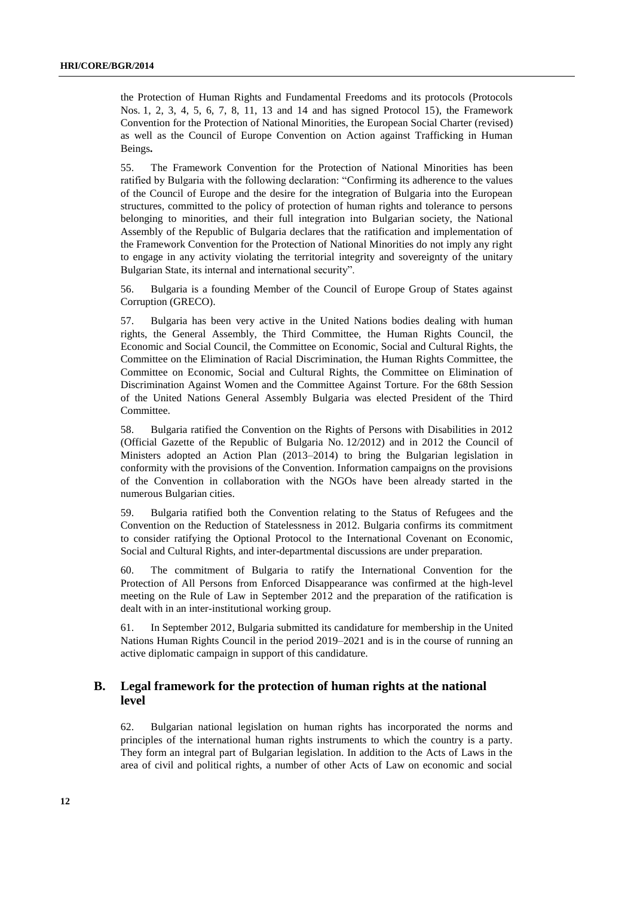the Protection of Human Rights and Fundamental Freedoms and its protocols (Protocols Nos. 1, 2, 3, 4, 5, 6, 7, 8, 11, 13 and 14 and has signed Protocol 15), the Framework Convention for the Protection of National Minorities, the European Social Charter (revised) as well as the Council of Europe Convention on Action against Trafficking in Human Beings**.**

55. The Framework Convention for the Protection of National Minorities has been ratified by Bulgaria with the following declaration: "Confirming its adherence to the values of the Council of Europe and the desire for the integration of Bulgaria into the European structures, committed to the policy of protection of human rights and tolerance to persons belonging to minorities, and their full integration into Bulgarian society, the National Assembly of the Republic of Bulgaria declares that the ratification and implementation of the Framework Convention for the Protection of National Minorities do not imply any right to engage in any activity violating the territorial integrity and sovereignty of the unitary Bulgarian State, its internal and international security".

56. Bulgaria is a founding Member of the Council of Europe Group of States against Corruption (GRECO).

57. Bulgaria has been very active in the United Nations bodies dealing with human rights, the General Assembly, the Third Committee, the Human Rights Council, the Economic and Social Council, the Committee on Economic, Social and Cultural Rights, the Committee on the Elimination of Racial Discrimination, the Human Rights Committee, the Committee on Economic, Social and Cultural Rights, the Committee on Elimination of Discrimination Against Women and the Committee Against Torture. For the 68th Session of the United Nations General Assembly Bulgaria was elected President of the Third Committee.

58. Bulgaria ratified the Convention on the Rights of Persons with Disabilities in 2012 (Official Gazette of the Republic of Bulgaria No. 12/2012) and in 2012 the Council of Ministers adopted an Action Plan (2013–2014) to bring the Bulgarian legislation in conformity with the provisions of the Convention. Information campaigns on the provisions of the Convention in collaboration with the NGOs have been already started in the numerous Bulgarian cities.

59. Bulgaria ratified both the Convention relating to the Status of Refugees and the Convention on the Reduction of Statelessness in 2012. Bulgaria confirms its commitment to consider ratifying the Optional Protocol to the International Covenant on Economic, Social and Cultural Rights, and inter-departmental discussions are under preparation.

60. The commitment of Bulgaria to ratify the International Convention for the Protection of All Persons from Enforced Disappearance was confirmed at the high-level meeting on the Rule of Law in September 2012 and the preparation of the ratification is dealt with in an inter-institutional working group.

61. In September 2012, Bulgaria submitted its candidature for membership in the United Nations Human Rights Council in the period 2019–2021 and is in the course of running an active diplomatic campaign in support of this candidature.

## B. Legal framework for the protection of human rights at the national level

62. Bulgarian national legislation on human rights has incorporated the norms and principles of the international human rights instruments to which the country is a party. They form an integral part of Bulgarian legislation. In addition to the Acts of Laws in the area of civil and political rights, a number of other Acts of Law on economic and social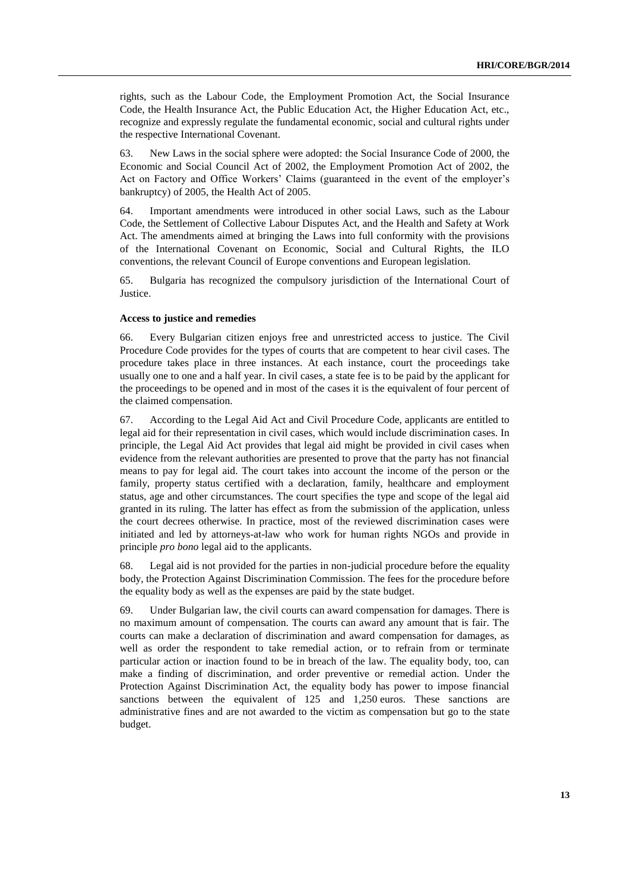rights, such as the Labour Code, the Employment Promotion Act, the Social Insurance Code, the Health Insurance Act, the Public Education Act, the Higher Education Act, etc., recognize and expressly regulate the fundamental economic, social and cultural rights under the respective International Covenant.

63. New Laws in the social sphere were adopted: the Social Insurance Code of 2000, the Economic and Social Council Act of 2002, the Employment Promotion Act of 2002, the Act on Factory and Office Workers' Claims (guaranteed in the event of the employer's bankruptcy) of 2005, the Health Act of 2005.

64. Important amendments were introduced in other social Laws, such as the Labour Code, the Settlement of Collective Labour Disputes Act, and the Health and Safety at Work Act. The amendments aimed at bringing the Laws into full conformity with the provisions of the International Covenant on Economic, Social and Cultural Rights, the ILO conventions, the relevant Council of Europe conventions and European legislation.

65. Bulgaria has recognized the compulsory jurisdiction of the International Court of Justice.

**Access to justice and remedies**

66. Every Bulgarian citizen enjoys free and unrestricted access to justice. The Civil Procedure Code provides for the types of courts that are competent to hear civil cases. The procedure takes place in three instances. At each instance, court the proceedings take usually one to one and a half year. In civil cases, a state fee is to be paid by the applicant for the proceedings to be opened and in most of the cases it is the equivalent of four percent of the claimed compensation.

67. According to the Legal Aid Act and Civil Procedure Code, applicants are entitled to legal aid for their representation in civil cases, which would include discrimination cases. In principle, the Legal Aid Act provides that legal aid might be provided in civil cases when evidence from the relevant authorities are presented to prove that the party has not financial means to pay for legal aid. The court takes into account the income of the person or the family, property status certified with a declaration, family, healthcare and employment status, age and other circumstances. The court specifies the type and scope of the legal aid granted in its ruling. The latter has effect as from the submission of the application, unless the court decrees otherwise. In practice, most of the reviewed discrimination cases were initiated and led by attorneys-at-law who work for human rights NGOs and provide in principle *pro bono* legal aid to the applicants.

68. Legal aid is not provided for the parties in non-judicial procedure before the equality body, the Protection Against Discrimination Commission. The fees for the procedure before the equality body as well as the expenses are paid by the state budget.

69. Under Bulgarian law, the civil courts can award compensation for damages. There is no maximum amount of compensation. The courts can award any amount that is fair. The courts can make a declaration of discrimination and award compensation for damages, as well as order the respondent to take remedial action, or to refrain from or terminate particular action or inaction found to be in breach of the law. The equality body, too, can make a finding of discrimination, and order preventive or remedial action. Under the Protection Against Discrimination Act, the equality body has power to impose financial sanctions between the equivalent of 125 and 1,250 euros. These sanctions are administrative fines and are not awarded to the victim as compensation but go to the state budget.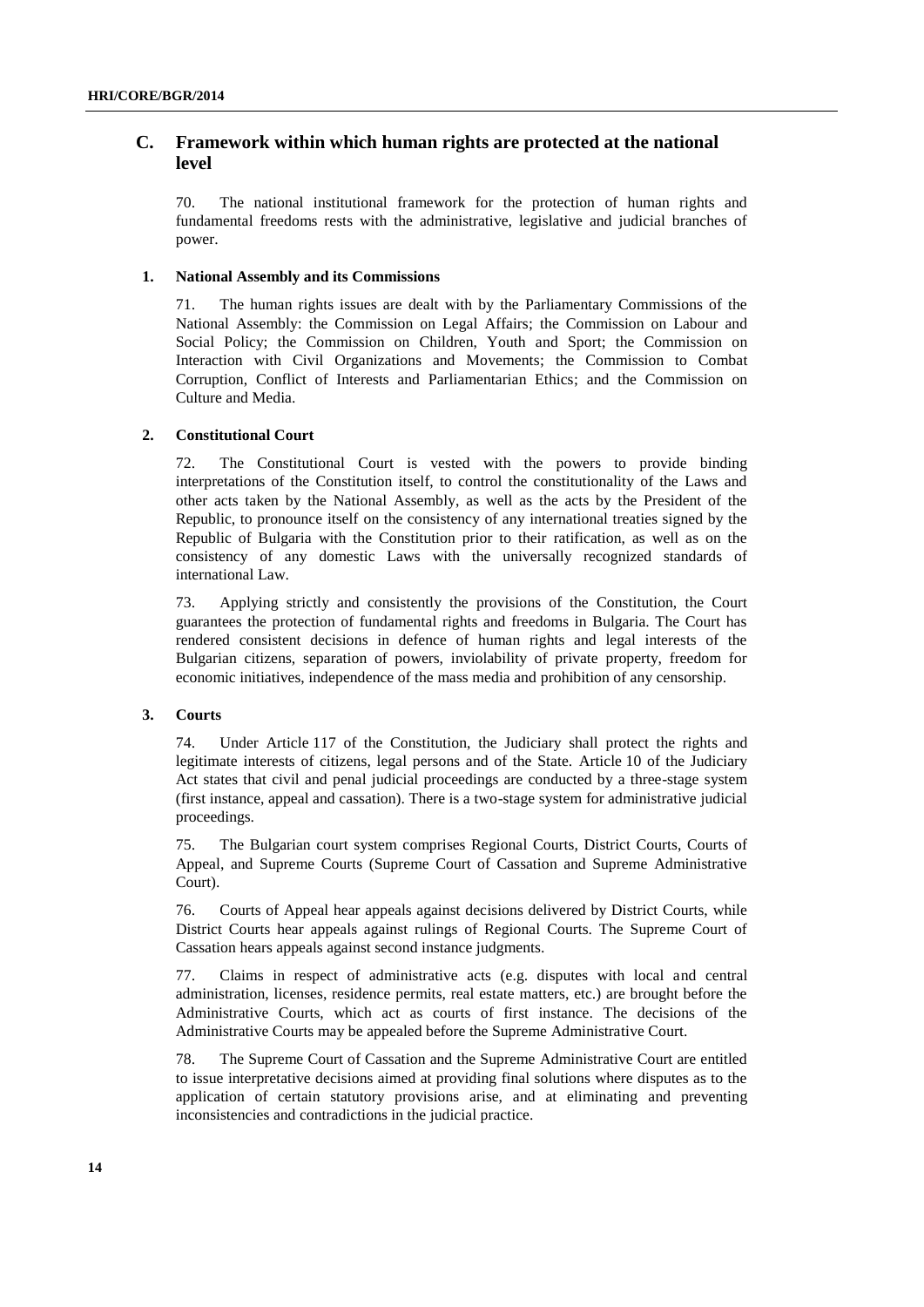## C. Framework within which human rights are protected at the national level

70. The national institutional framework for the protection of human rights and fundamental freedoms rests with the administrative, legislative and judicial branches of power.

### 1. National Assembly and its Commissions

71. The human rights issues are dealt with by the Parliamentary Commissions of the National Assembly: the Commission on Legal Affairs; the Commission on Labour and Social Policy; the Commission on Children, Youth and Sport; the Commission on Interaction with Civil Organizations and Movements; the Commission to Combat Corruption, Conflict of Interests and Parliamentarian Ethics; and the Commission on Culture and Media.

### 2. Constitutional Court

72. The Constitutional Court is vested with the powers to provide binding interpretations of the Constitution itself, to control the constitutionality of the Laws and other acts taken by the National Assembly, as well as the acts by the President of the Republic, to pronounce itself on the consistency of any international treaties signed by the Republic of Bulgaria with the Constitution prior to their ratification, as well as on the consistency of any domestic Laws with the universally recognized standards of international Law.

73. Applying strictly and consistently the provisions of the Constitution, the Court guarantees the protection of fundamental rights and freedoms in Bulgaria. The Court has rendered consistent decisions in defence of human rights and legal interests of the Bulgarian citizens, separation of powers, inviolability of private property, freedom for economic initiatives, independence of the mass media and prohibition of any censorship.

### 3. Courts

74. Under Article 117 of the Constitution, the Judiciary shall protect the rights and legitimate interests of citizens, legal persons and of the State. Article 10 of the Judiciary Act states that civil and penal judicial proceedings are conducted by a three-stage system (first instance, appeal and cassation). There is a two-stage system for administrative judicial proceedings.

75. The Bulgarian court system comprises Regional Courts, District Courts, Courts of Appeal, and Supreme Courts (Supreme Court of Cassation and Supreme Administrative Court).

76. Courts of Appeal hear appeals against decisions delivered by District Courts, while District Courts hear appeals against rulings of Regional Courts. The Supreme Court of Cassation hears appeals against second instance judgments.

77. Claims in respect of administrative acts (e.g. disputes with local and central administration, licenses, residence permits, real estate matters, etc.) are brought before the Administrative Courts, which act as courts of first instance. The decisions of the Administrative Courts may be appealed before the Supreme Administrative Court.

78. The Supreme Court of Cassation and the Supreme Administrative Court are entitled to issue interpretative decisions aimed at providing final solutions where disputes as to the application of certain statutory provisions arise, and at eliminating and preventing inconsistencies and contradictions in the judicial practice.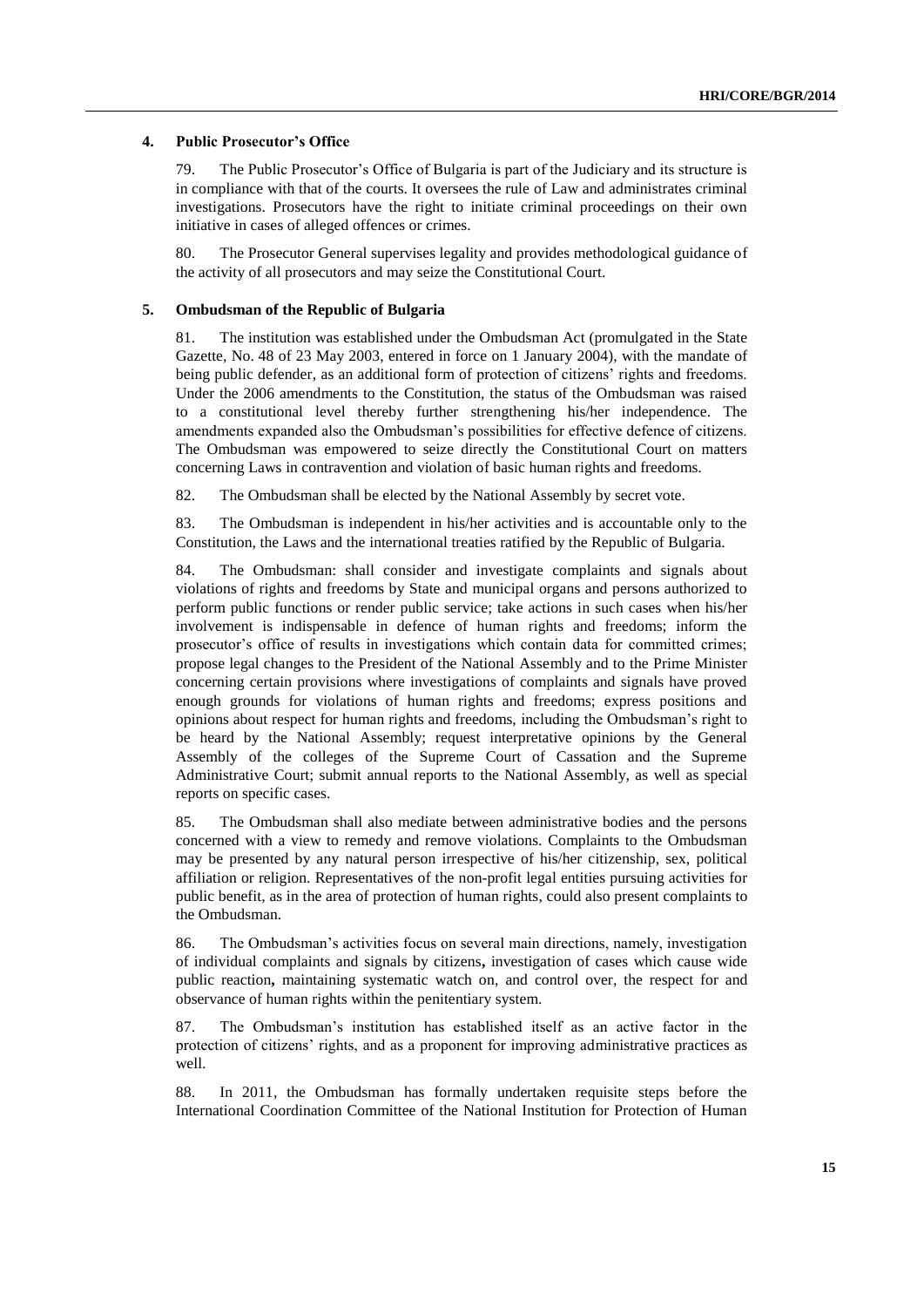### 4. Public Prosecutor's Office

79. The Public Prosecutor's Office of Bulgaria is part of the Judiciary and its structure is in compliance with that of the courts. It oversees the rule of Law and administrates criminal investigations. Prosecutors have the right to initiate criminal proceedings on their own initiative in cases of alleged offences or crimes.

80. The Prosecutor General supervises legality and provides methodological guidance of the activity of all prosecutors and may seize the Constitutional Court.

### 5. Ombudsman of the Republic of Bulgaria

81. The institution was established under the Ombudsman Act (promulgated in the State Gazette, No. 48 of 23 May 2003, entered in force on 1 January 2004), with the mandate of being public defender, as an additional form of protection of citizens' rights and freedoms. Under the 2006 amendments to the Constitution, the status of the Ombudsman was raised to a constitutional level thereby further strengthening his/her independence. The amendments expanded also the Ombudsman's possibilities for effective defence of citizens. The Ombudsman was empowered to seize directly the Constitutional Court on matters concerning Laws in contravention and violation of basic human rights and freedoms.

82. The Ombudsman shall be elected by the National Assembly by secret vote.

83. The Ombudsman is independent in his/her activities and is accountable only to the Constitution, the Laws and the international treaties ratified by the Republic of Bulgaria.

84. The Ombudsman: shall consider and investigate complaints and signals about violations of rights and freedoms by State and municipal organs and persons authorized to perform public functions or render public service; take actions in such cases when his/her involvement is indispensable in defence of human rights and freedoms; inform the prosecutor's office of results in investigations which contain data for committed crimes; propose legal changes to the President of the National Assembly and to the Prime Minister concerning certain provisions where investigations of complaints and signals have proved enough grounds for violations of human rights and freedoms; express positions and opinions about respect for human rights and freedoms, including the Ombudsman's right to be heard by the National Assembly; request interpretative opinions by the General Assembly of the colleges of the Supreme Court of Cassation and the Supreme Administrative Court; submit annual reports to the National Assembly, as well as special reports on specific cases.

85. The Ombudsman shall also mediate between administrative bodies and the persons concerned with a view to remedy and remove violations. Complaints to the Ombudsman may be presented by any natural person irrespective of his/her citizenship, sex, political affiliation or religion. Representatives of the non-profit legal entities pursuing activities for public benefit, as in the area of protection of human rights, could also present complaints to the Ombudsman.

86. The Ombudsman's activities focus on several main directions, namely, investigation of individual complaints and signals by citizens**,** investigation of cases which cause wide public reaction**,** maintaining systematic watch on, and control over, the respect for and observance of human rights within the penitentiary system.

87. The Ombudsman's institution has established itself as an active factor in the protection of citizens' rights, and as a proponent for improving administrative practices as well.

88. In 2011, the Ombudsman has formally undertaken requisite steps before the International Coordination Committee of the National Institution for Protection of Human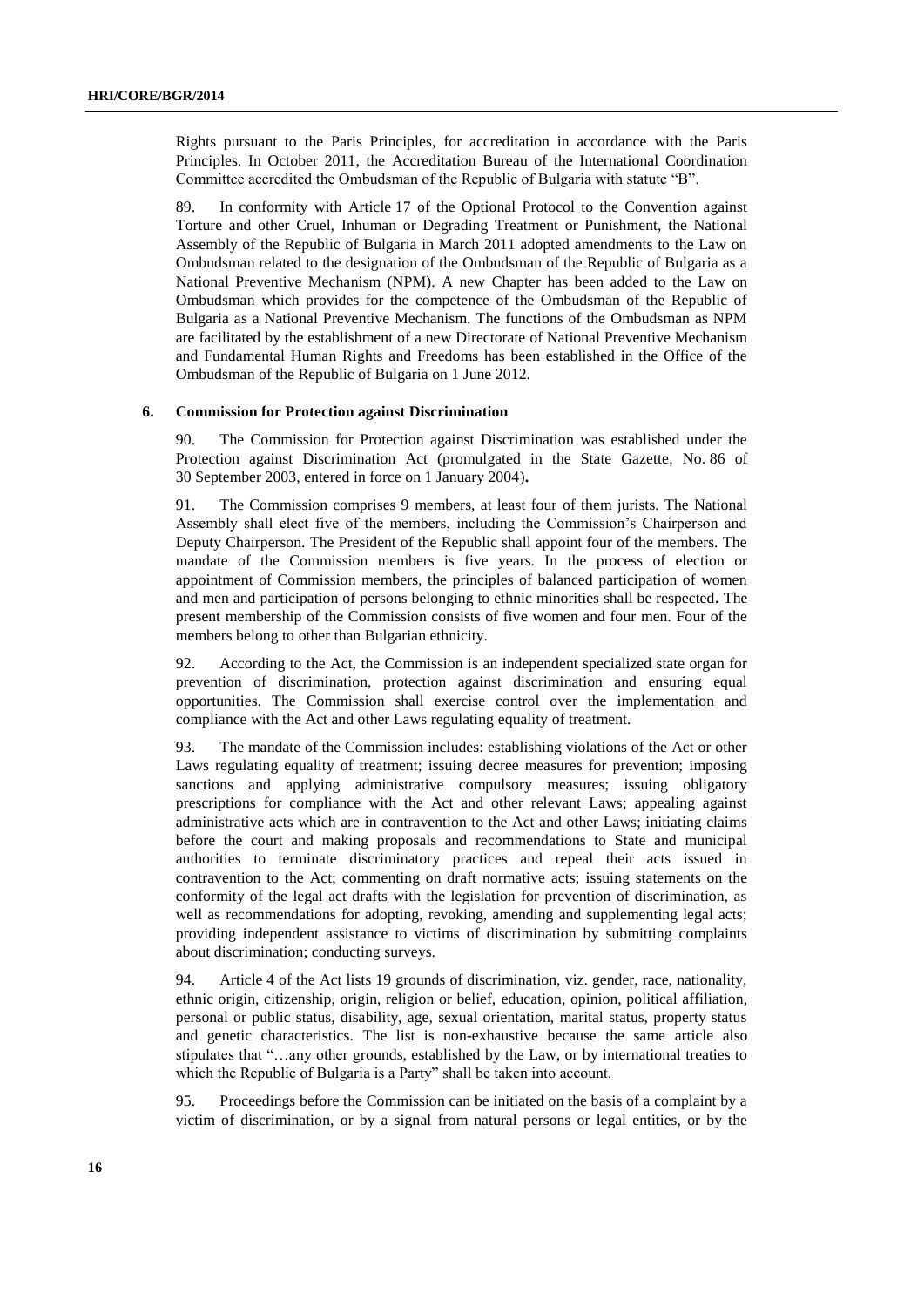Rights pursuant to the Paris Principles, for accreditation in accordance with the Paris Principles. In October 2011, the Accreditation Bureau of the International Coordination Committee accredited the Ombudsman of the Republic of Bulgaria with statute "B".

89. In conformity with Article 17 of the Optional Protocol to the Convention against Torture and other Cruel, Inhuman or Degrading Treatment or Punishment, the National Assembly of the Republic of Bulgaria in March 2011 adopted amendments to the Law on Ombudsman related to the designation of the Ombudsman of the Republic of Bulgaria as a National Preventive Mechanism (NPM). A new Chapter has been added to the Law on Ombudsman which provides for the competence of the Ombudsman of the Republic of Bulgaria as a National Preventive Mechanism. The functions of the Ombudsman as NPM are facilitated by the establishment of a new Directorate of National Preventive Mechanism and Fundamental Human Rights and Freedoms has been established in the Office of the Ombudsman of the Republic of Bulgaria on 1 June 2012.

### 6. Commission for Protection against Discrimination

90. The Commission for Protection against Discrimination was established under the Protection against Discrimination Act (promulgated in the State Gazette, No. 86 of 30 September 2003, entered in force on 1 January 2004)**.**

91. The Commission comprises 9 members, at least four of them jurists. The National Assembly shall elect five of the members, including the Commission's Chairperson and Deputy Chairperson. The President of the Republic shall appoint four of the members. The mandate of the Commission members is five years. In the process of election or appointment of Commission members, the principles of balanced participation of women and men and participation of persons belonging to ethnic minorities shall be respected**.** The present membership of the Commission consists of five women and four men. Four of the members belong to other than Bulgarian ethnicity.

92. According to the Act, the Commission is an independent specialized state organ for prevention of discrimination, protection against discrimination and ensuring equal opportunities. The Commission shall exercise control over the implementation and compliance with the Act and other Laws regulating equality of treatment.

93. The mandate of the Commission includes: establishing violations of the Act or other Laws regulating equality of treatment; issuing decree measures for prevention; imposing sanctions and applying administrative compulsory measures; issuing obligatory prescriptions for compliance with the Act and other relevant Laws; appealing against administrative acts which are in contravention to the Act and other Laws; initiating claims before the court and making proposals and recommendations to State and municipal authorities to terminate discriminatory practices and repeal their acts issued in contravention to the Act; commenting on draft normative acts; issuing statements on the conformity of the legal act drafts with the legislation for prevention of discrimination, as well as recommendations for adopting, revoking, amending and supplementing legal acts; providing independent assistance to victims of discrimination by submitting complaints about discrimination; conducting surveys.

94. Article 4 of the Act lists 19 grounds of discrimination, viz. gender, race, nationality, ethnic origin, citizenship, origin, religion or belief, education, opinion, political affiliation, personal or public status, disability, age, sexual orientation, marital status, property status and genetic characteristics. The list is non-exhaustive because the same article also stipulates that "…any other grounds, established by the Law, or by international treaties to which the Republic of Bulgaria is a Party" shall be taken into account.

95. Proceedings before the Commission can be initiated on the basis of a complaint by a victim of discrimination, or by a signal from natural persons or legal entities, or by the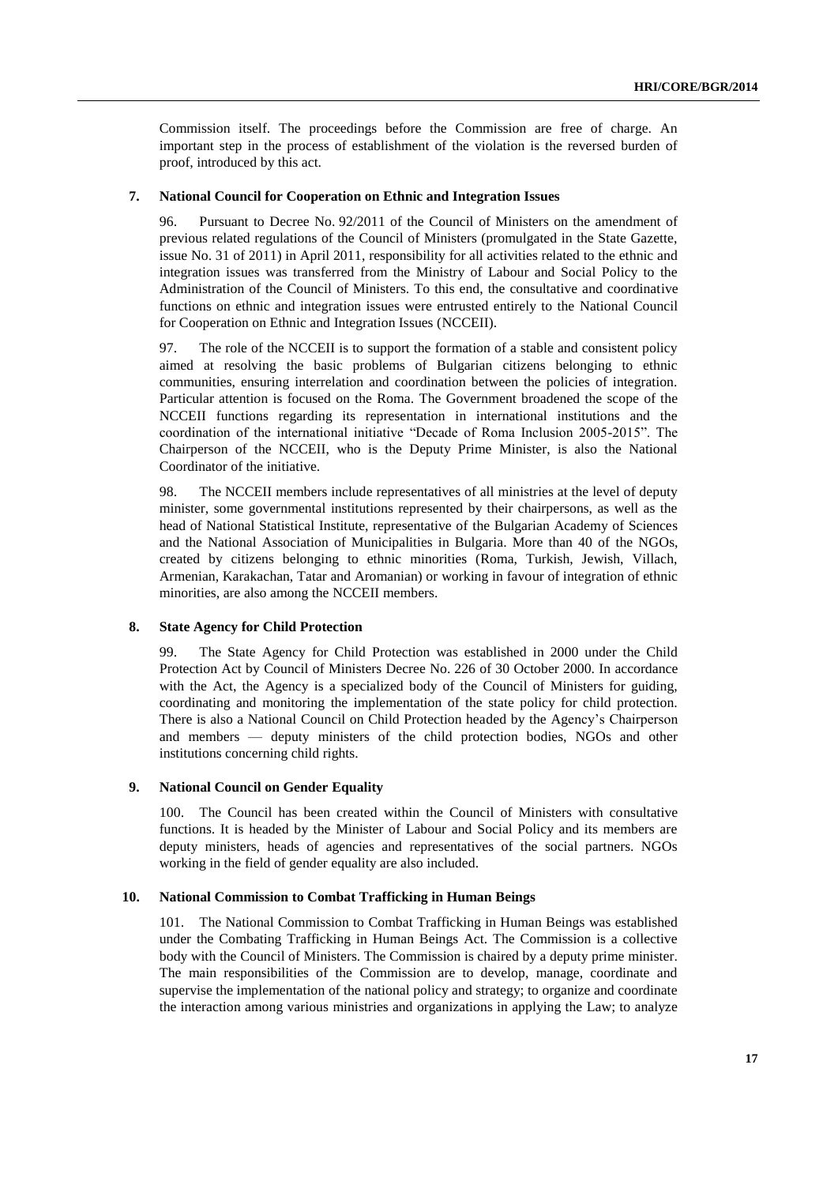Commission itself. The proceedings before the Commission are free of charge. An important step in the process of establishment of the violation is the reversed burden of proof, introduced by this act.

### 7. National Council for Cooperation on Ethnic and Integration Issues

96. Pursuant to Decree No. 92/2011 of the Council of Ministers on the amendment of previous related regulations of the Council of Ministers (promulgated in the State Gazette, issue No. 31 of 2011) in April 2011, responsibility for all activities related to the ethnic and integration issues was transferred from the Ministry of Labour and Social Policy to the Administration of the Council of Ministers. To this end, the consultative and coordinative functions on ethnic and integration issues were entrusted entirely to the National Council for Cooperation on Ethnic and Integration Issues (NCCEII).

97. The role of the NCCEII is to support the formation of a stable and consistent policy aimed at resolving the basic problems of Bulgarian citizens belonging to ethnic communities, ensuring interrelation and coordination between the policies of integration. Particular attention is focused on the Roma. The Government broadened the scope of the NCCEII functions regarding its representation in international institutions and the coordination of the international initiative "Decade of Roma Inclusion 2005-2015". The Chairperson of the NCCEII, who is the Deputy Prime Minister, is also the National Coordinator of the initiative.

98. The NCCEII members include representatives of all ministries at the level of deputy minister, some governmental institutions represented by their chairpersons, as well as the head of National Statistical Institute, representative of the Bulgarian Academy of Sciences and the National Association of Municipalities in Bulgaria. More than 40 of the NGOs, created by citizens belonging to ethnic minorities (Roma, Turkish, Jewish, Villach, Armenian, Karakachan, Tatar and Aromanian) or working in favour of integration of ethnic minorities, are also among the NCCEII members.

### 8. State Agency for Child Protection

99. The State Agency for Child Protection was established in 2000 under the Child Protection Act by Council of Ministers Decree No. 226 of 30 October 2000. In accordance with the Act, the Agency is a specialized body of the Council of Ministers for guiding, coordinating and monitoring the implementation of the state policy for child protection. There is also a National Council on Child Protection headed by the Agency's Chairperson and members — deputy ministers of the child protection bodies, NGOs and other institutions concerning child rights.

### 9. National Council on Gender Equality

100. The Council has been created within the Council of Ministers with consultative functions. It is headed by the Minister of Labour and Social Policy and its members are deputy ministers, heads of agencies and representatives of the social partners. NGOs working in the field of gender equality are also included.

### 10. National Commission to Combat Trafficking in Human Beings

101. The National Commission to Combat Trafficking in Human Beings was established under the Combating Trafficking in Human Beings Act. The Commission is a collective body with the Council of Ministers. The Commission is chaired by a deputy prime minister. The main responsibilities of the Commission are to develop, manage, coordinate and supervise the implementation of the national policy and strategy; to organize and coordinate the interaction among various ministries and organizations in applying the Law; to analyze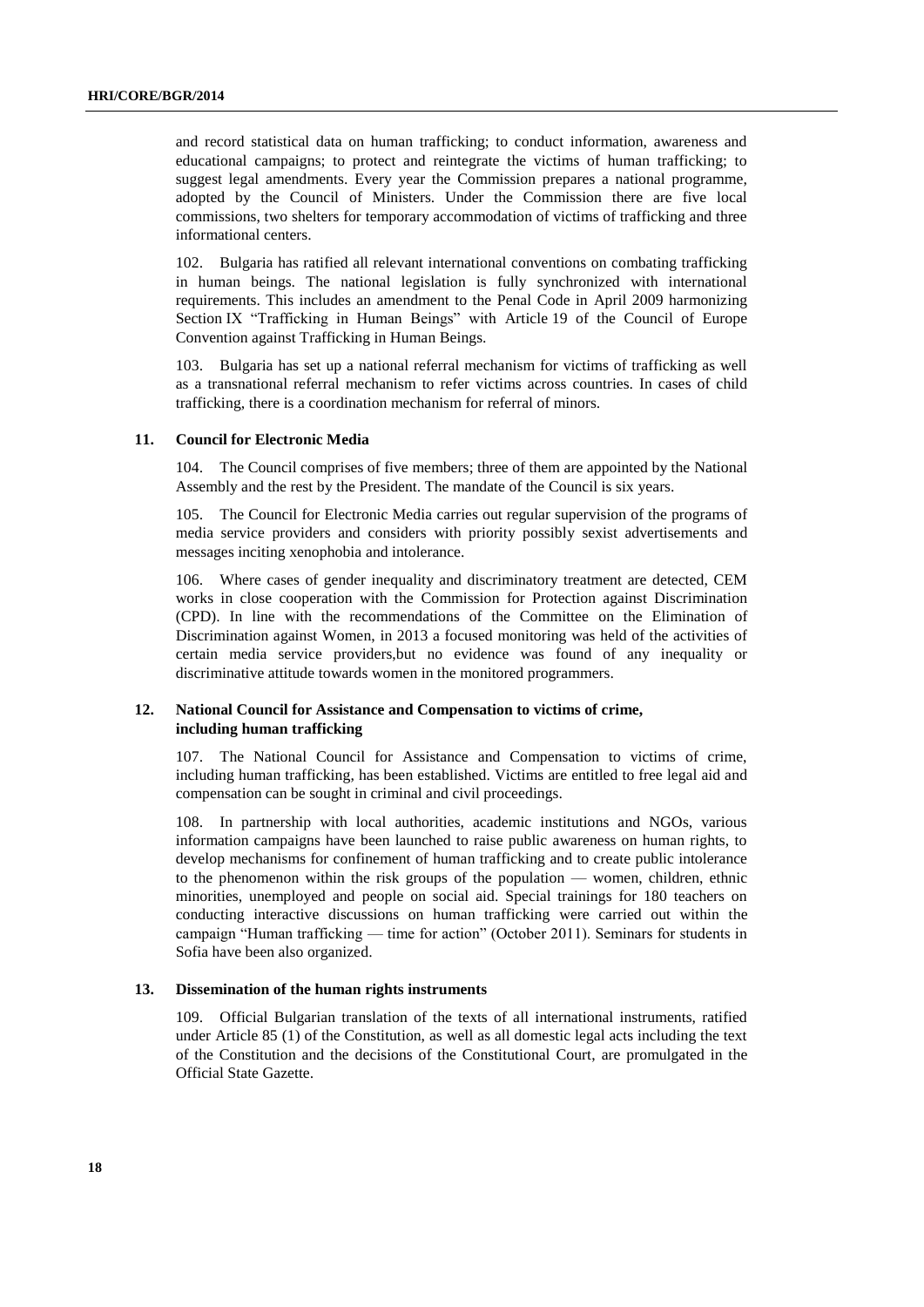and record statistical data on human trafficking; to conduct information, awareness and educational campaigns; to protect and reintegrate the victims of human trafficking; to suggest legal amendments. Every year the Commission prepares a national programme, adopted by the Council of Ministers. Under the Commission there are five local commissions, two shelters for temporary accommodation of victims of trafficking and three informational centers.

102. Bulgaria has ratified all relevant international conventions on combating trafficking in human beings. The national legislation is fully synchronized with international requirements. This includes an amendment to the Penal Code in April 2009 harmonizing Section IX "Trafficking in Human Beings" with Article 19 of the Council of Europe Convention against Trafficking in Human Beings.

103. Bulgaria has set up a national referral mechanism for victims of trafficking as well as a transnational referral mechanism to refer victims across countries. In cases of child trafficking, there is a coordination mechanism for referral of minors.

### 11. Council for Electronic Media

104. The Council comprises of five members; three of them are appointed by the National Assembly and the rest by the President. The mandate of the Council is six years.

105. The Council for Electronic Media carries out regular supervision of the programs of media service providers and considers with priority possibly sexist advertisements and messages inciting xenophobia and intolerance.

106. Where cases of gender inequality and discriminatory treatment are detected, CEM works in close cooperation with the Commission for Protection against Discrimination (CPD). In line with the recommendations of the Committee on the Elimination of Discrimination against Women, in 2013 a focused monitoring was held of the activities of certain media service providers,but no evidence was found of any inequality or discriminative attitude towards women in the monitored programmers.

### 12. National Council for Assistance and Compensation to victims of crime, including human trafficking

107. The National Council for Assistance and Compensation to victims of crime, including human trafficking, has been established. Victims are entitled to free legal aid and compensation can be sought in criminal and civil proceedings.

108. In partnership with local authorities, academic institutions and NGOs, various information campaigns have been launched to raise public awareness on human rights, to develop mechanisms for confinement of human trafficking and to create public intolerance to the phenomenon within the risk groups of the population — women, children, ethnic minorities, unemployed and people on social aid. Special trainings for 180 teachers on conducting interactive discussions on human trafficking were carried out within the campaign "Human trafficking — time for action" (October 2011). Seminars for students in Sofia have been also organized.

### 13. Dissemination of the human rights instruments

109. Official Bulgarian translation of the texts of all international instruments, ratified under Article 85 (1) of the Constitution, as well as all domestic legal acts including the text of the Constitution and the decisions of the Constitutional Court, are promulgated in the Official State Gazette.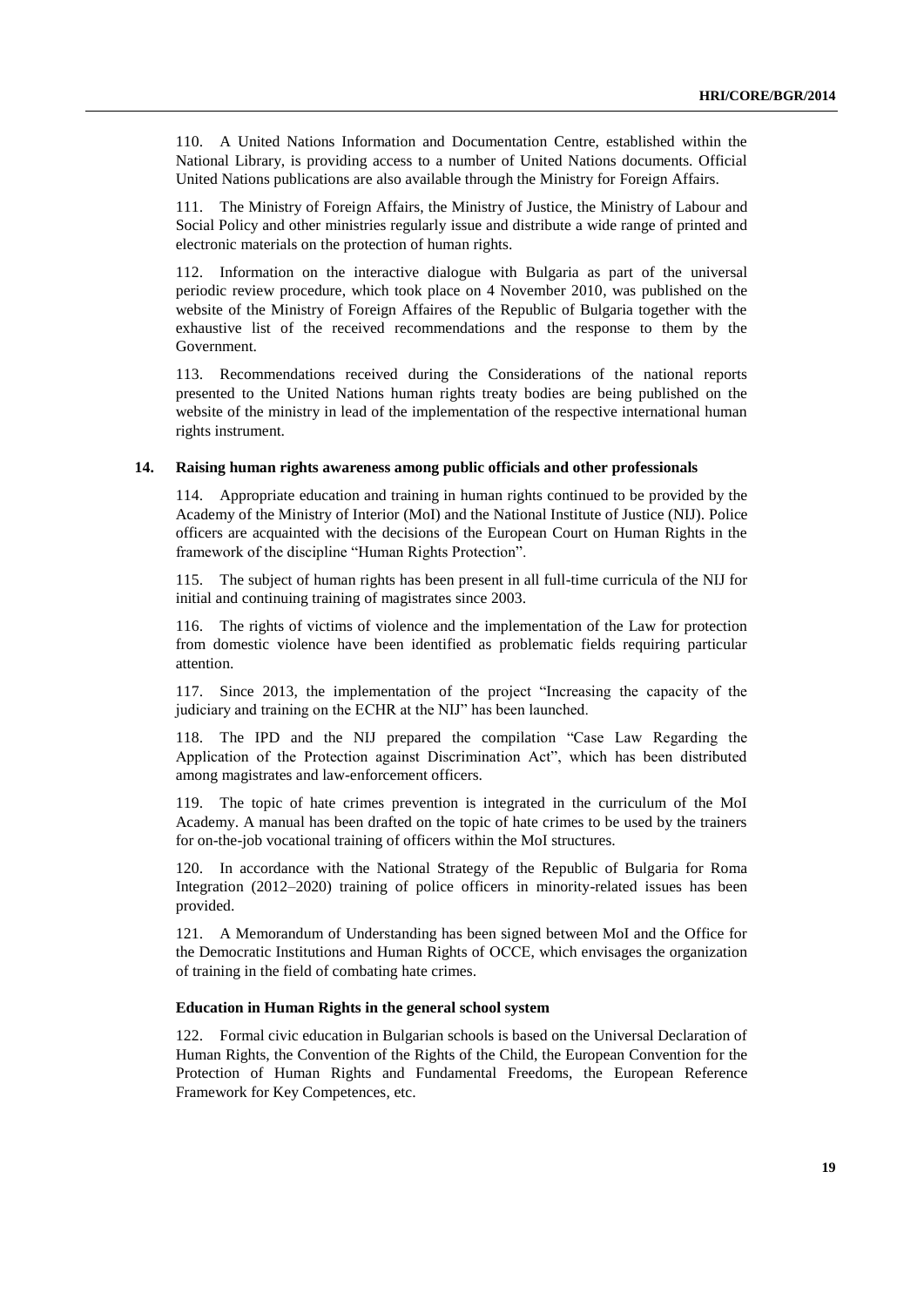110. A United Nations Information and Documentation Centre, established within the National Library, is providing access to a number of United Nations documents. Official United Nations publications are also available through the Ministry for Foreign Affairs.

111. The Ministry of Foreign Affairs, the Ministry of Justice, the Ministry of Labour and Social Policy and other ministries regularly issue and distribute a wide range of printed and electronic materials on the protection of human rights.

112. Information on the interactive dialogue with Bulgaria as part of the universal periodic review procedure, which took place on 4 November 2010, was published on the website of the Ministry of Foreign Affaires of the Republic of Bulgaria together with the exhaustive list of the received recommendations and the response to them by the Government.

113. Recommendations received during the Considerations of the national reports presented to the United Nations human rights treaty bodies are being published on the website of the ministry in lead of the implementation of the respective international human rights instrument.

### 14. Raising human rights awareness among public officials and other professionals

114. Appropriate education and training in human rights continued to be provided by the Academy of the Ministry of Interior (MoI) and the National Institute of Justice (NIJ). Police officers are acquainted with the decisions of the European Court on Human Rights in the framework of the discipline "Human Rights Protection".

115. The subject of human rights has been present in all full-time curricula of the NIJ for initial and continuing training of magistrates since 2003.

116. The rights of victims of violence and the implementation of the Law for protection from domestic violence have been identified as problematic fields requiring particular attention.

117. Since 2013, the implementation of the project "Increasing the capacity of the judiciary and training on the ECHR at the NIJ" has been launched.

118. The IPD and the NIJ prepared the compilation "Case Law Regarding the Application of the Protection against Discrimination Act", which has been distributed among magistrates and law-enforcement officers.

119. The topic of hate crimes prevention is integrated in the curriculum of the MoI Academy. A manual has been drafted on the topic of hate crimes to be used by the trainers for on-the-job vocational training of officers within the MoI structures.

120. In accordance with the National Strategy of the Republic of Bulgaria for Roma Integration (2012–2020) training of police officers in minority-related issues has been provided.

121. A Memorandum of Understanding has been signed between MoI and the Office for the Democratic Institutions and Human Rights of OCCE, which envisages the organization of training in the field of combating hate crimes.

#### Education in Human Rights in the general school system

122. Formal civic education in Bulgarian schools is based on the Universal Declaration of Human Rights, the Convention of the Rights of the Child, the European Convention for the Protection of Human Rights and Fundamental Freedoms, the European Reference Framework for Key Competences, etc.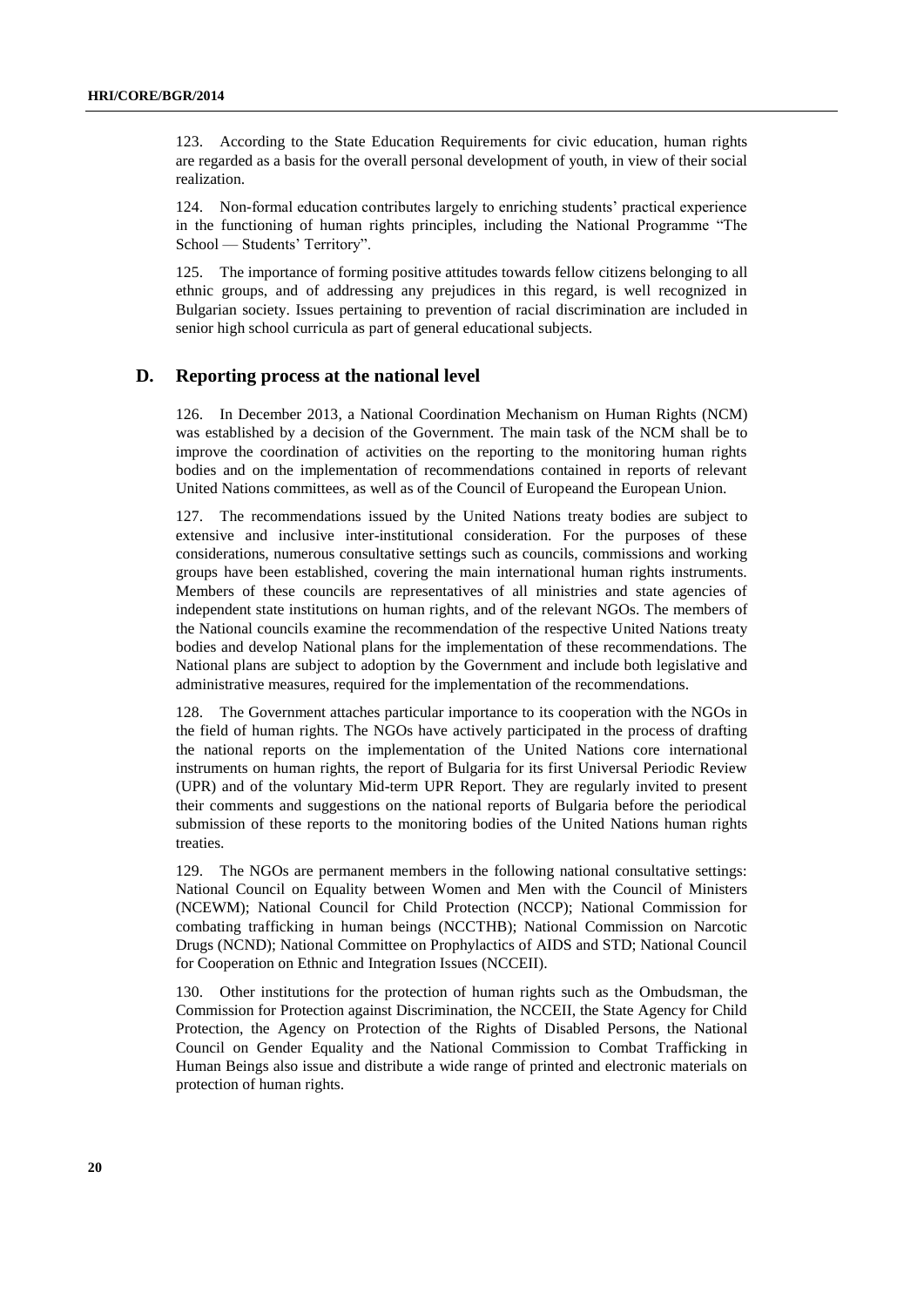123. According to the State Education Requirements for civic education, human rights are regarded as a basis for the overall personal development of youth, in view of their social realization.

124. Non-formal education contributes largely to enriching students' practical experience in the functioning of human rights principles, including the National Programme "The School — Students' Territory".

125. The importance of forming positive attitudes towards fellow citizens belonging to all ethnic groups, and of addressing any prejudices in this regard, is well recognized in Bulgarian society. Issues pertaining to prevention of racial discrimination are included in senior high school curricula as part of general educational subjects.

## D. Reporting process at the national level

126. In December 2013, a National Coordination Mechanism on Human Rights (NCM) was established by a decision of the Government. The main task of the NCM shall be to improve the coordination of activities on the reporting to the monitoring human rights bodies and on the implementation of recommendations contained in reports of relevant United Nations committees, as well as of the Council of Europeand the European Union.

127. The recommendations issued by the United Nations treaty bodies are subject to extensive and inclusive inter-institutional consideration. For the purposes of these considerations, numerous consultative settings such as councils, commissions and working groups have been established, covering the main international human rights instruments. Members of these councils are representatives of all ministries and state agencies of independent state institutions on human rights, and of the relevant NGOs. The members of the National councils examine the recommendation of the respective United Nations treaty bodies and develop National plans for the implementation of these recommendations. The National plans are subject to adoption by the Government and include both legislative and administrative measures, required for the implementation of the recommendations.

128. The Government attaches particular importance to its cooperation with the NGOs in the field of human rights. The NGOs have actively participated in the process of drafting the national reports on the implementation of the United Nations core international instruments on human rights, the report of Bulgaria for its first Universal Periodic Review (UPR) and of the voluntary Mid-term UPR Report. They are regularly invited to present their comments and suggestions on the national reports of Bulgaria before the periodical submission of these reports to the monitoring bodies of the United Nations human rights treaties.

129. The NGOs are permanent members in the following national consultative settings: National Council on Equality between Women and Men with the Council of Ministers (NCEWM); National Council for Child Protection (NCCP); National Commission for combating trafficking in human beings (NCCTHB); National Commission on Narcotic Drugs (NCND); National Committee on Prophylactics of AIDS and STD; National Council for Cooperation on Ethnic and Integration Issues (NCCEII).

130. Other institutions for the protection of human rights such as the Ombudsman, the Commission for Protection against Discrimination, the NCCEII, the State Agency for Child Protection, the Agency on Protection of the Rights of Disabled Persons, the National Council on Gender Equality and the National Commission to Combat Trafficking in Human Beings also issue and distribute a wide range of printed and electronic materials on protection of human rights.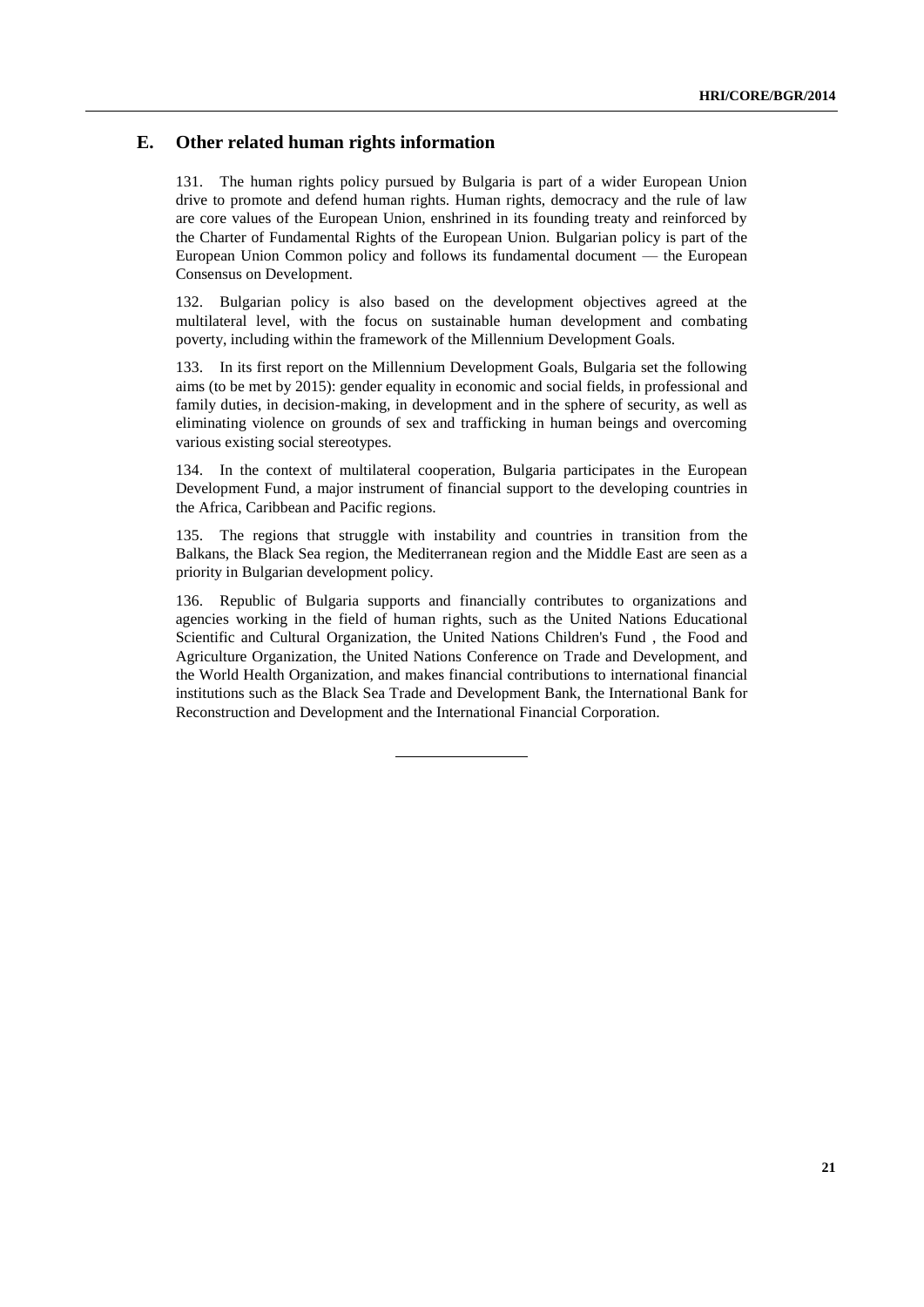## E. Other related human rights information

131. The human rights policy pursued by Bulgaria is part of a wider European Union drive to promote and defend human rights. Human rights, democracy and the rule of law are core values of the European Union, enshrined in its founding treaty and reinforced by the Charter of Fundamental Rights of the European Union. Bulgarian policy is part of the European Union Common policy and follows its fundamental document — the European Consensus on Development.

132. Bulgarian policy is also based on the development objectives agreed at the multilateral level, with the focus on sustainable human development and combating poverty, including within the framework of the Millennium Development Goals.

133. In its first report on the Millennium Development Goals, Bulgaria set the following aims (to be met by 2015): gender equality in economic and social fields, in professional and family duties, in decision-making, in development and in the sphere of security, as well as eliminating violence on grounds of sex and trafficking in human beings and overcoming various existing social stereotypes.

134. In the context of multilateral cooperation, Bulgaria participates in the European Development Fund, a major instrument of financial support to the developing countries in the Africa, Caribbean and Pacific regions.

135. The regions that struggle with instability and countries in transition from the Balkans, the Black Sea region, the Mediterranean region and the Middle East are seen as a priority in Bulgarian development policy.

136. Republic of Bulgaria supports and financially contributes to organizations and agencies working in the field of human rights, such as the United Nations Educational Scientific and Cultural Organization, the United Nations Children's Fund , the Food and Agriculture Organization, the United Nations Conference on Trade and Development, and the World Health Organization, and makes financial contributions to international financial institutions such as the Black Sea Trade and Development Bank, the International Bank for Reconstruction and Development and the International Financial Corporation.